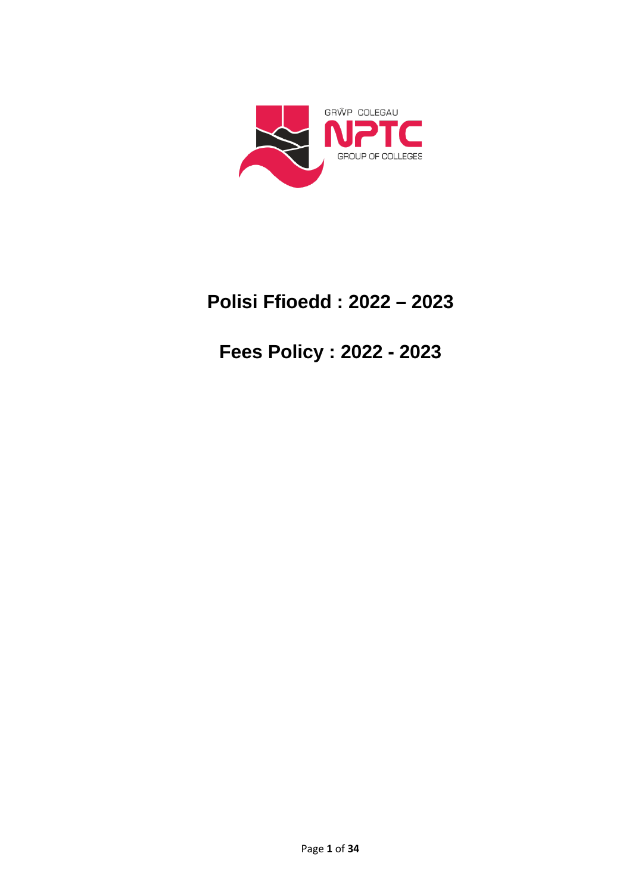# Polisi Ffioedd : 2022 – 2023

# Fees Policy : 2022 - 2023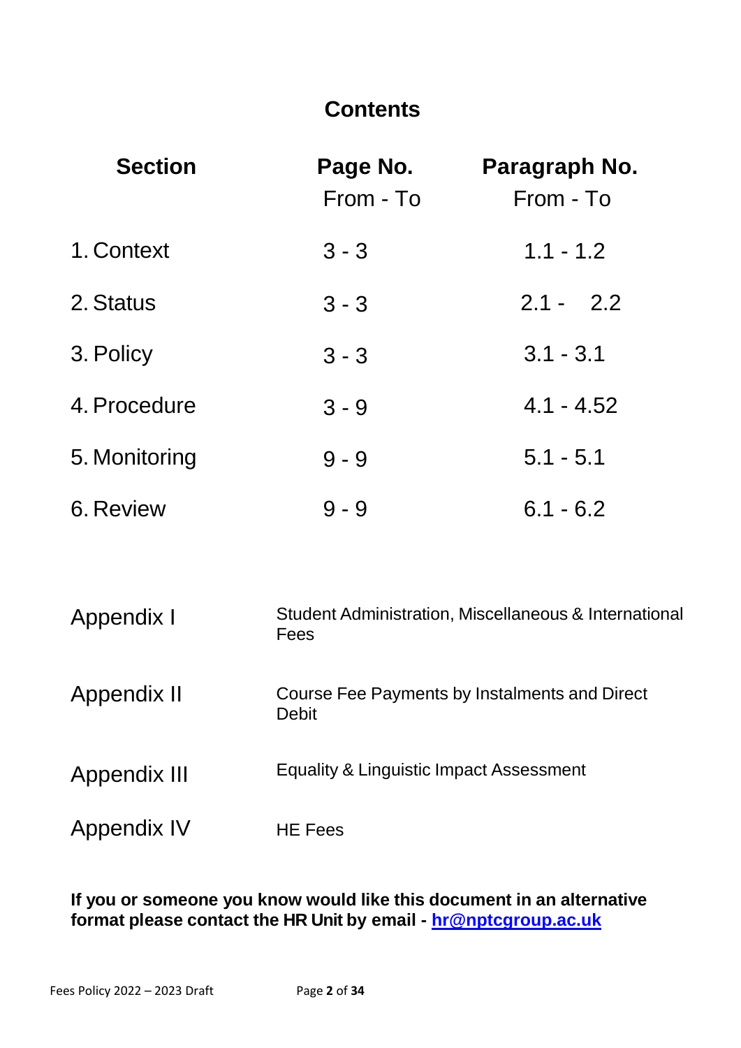# Contents

| Section | Page No. From - To | Paragraph No. From - To |
|---|---|---|
| 1. Context | 3 - 3 | 1.1 - 1.2 |
| 2. Status | 3 - 3 | 2.1 - 2.2 |
| 3. Policy | 3 - 3 | 3.1 - 3.1 |
| 4. Procedure | 3 - 9 | 4.1 - 4.52 |
| 5. Monitoring | 9 - 9 | 5.1 - 5.1 |
| 6. Review | 9 - 9 | 6.1 - 6.2 |

| | |
|---|---|
| Appendix I | Student Administration, Miscellaneous & International Fees |
| Appendix II | Course Fee Payments by Instalments and Direct Debit |
| Appendix III | Equality & Linguistic Impact Assessment |
| Appendix IV | HE Fees |

**If you or someone you know would like this document in an alternative format please contact the HR Unit by email - hr@nptcgroup.ac.uk**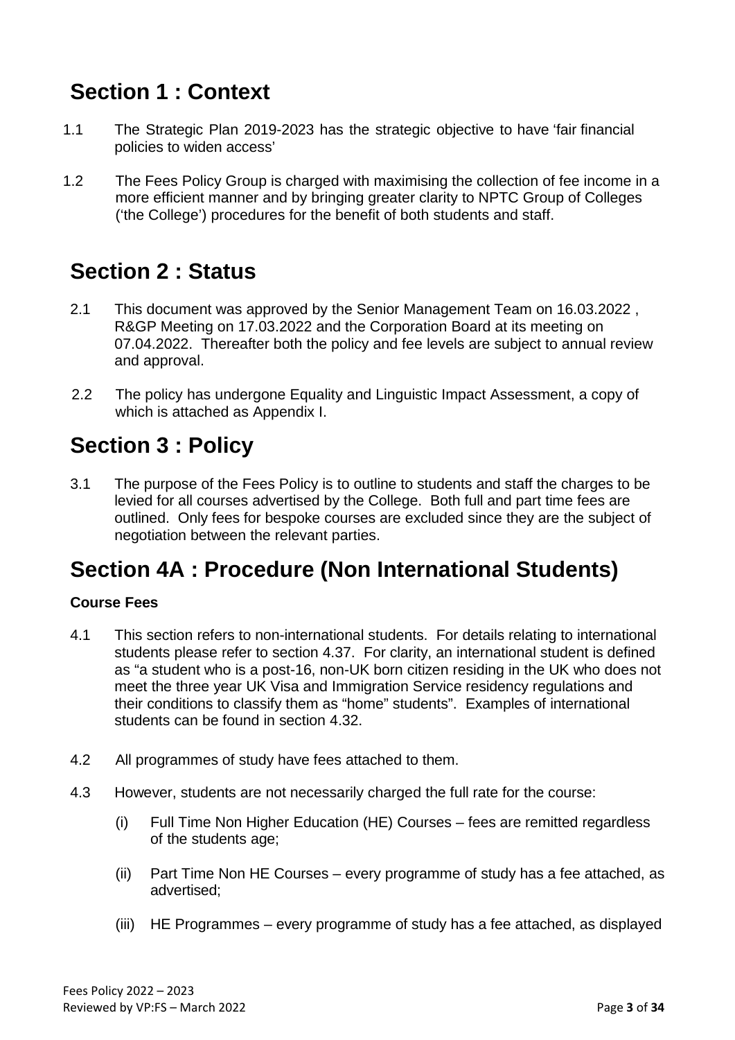# Section 1 : Context

1.1 The Strategic Plan 2019-2023 has the strategic objective to have 'fair financial policies to widen access'

1.2 The Fees Policy Group is charged with maximising the collection of fee income in a more efficient manner and by bringing greater clarity to NPTC Group of Colleges ('the College') procedures for the benefit of both students and staff.

# Section 2 : Status

2.1 This document was approved by the Senior Management Team on 16.03.2022 , R&GP Meeting on 17.03.2022 and the Corporation Board at its meeting on 07.04.2022. Thereafter both the policy and fee levels are subject to annual review and approval.

2.2 The policy has undergone Equality and Linguistic Impact Assessment, a copy of which is attached as Appendix I.

# Section 3 : Policy

3.1 The purpose of the Fees Policy is to outline to students and staff the charges to be levied for all courses advertised by the College. Both full and part time fees are outlined. Only fees for bespoke courses are excluded since they are the subject of negotiation between the relevant parties.

# Section 4A : Procedure (Non International Students)

**Course Fees**

4.1 This section refers to non-international students. For details relating to international students please refer to section 4.37. For clarity, an international student is defined as "a student who is a post-16, non-UK born citizen residing in the UK who does not meet the three year UK Visa and Immigration Service residency regulations and their conditions to classify them as "home" students". Examples of international students can be found in section 4.32.

4.2 All programmes of study have fees attached to them.

4.3 However, students are not necessarily charged the full rate for the course:

(i) Full Time Non Higher Education (HE) Courses – fees are remitted regardless of the students age;

(ii) Part Time Non HE Courses – every programme of study has a fee attached, as advertised;

(iii) HE Programmes – every programme of study has a fee attached, as displayed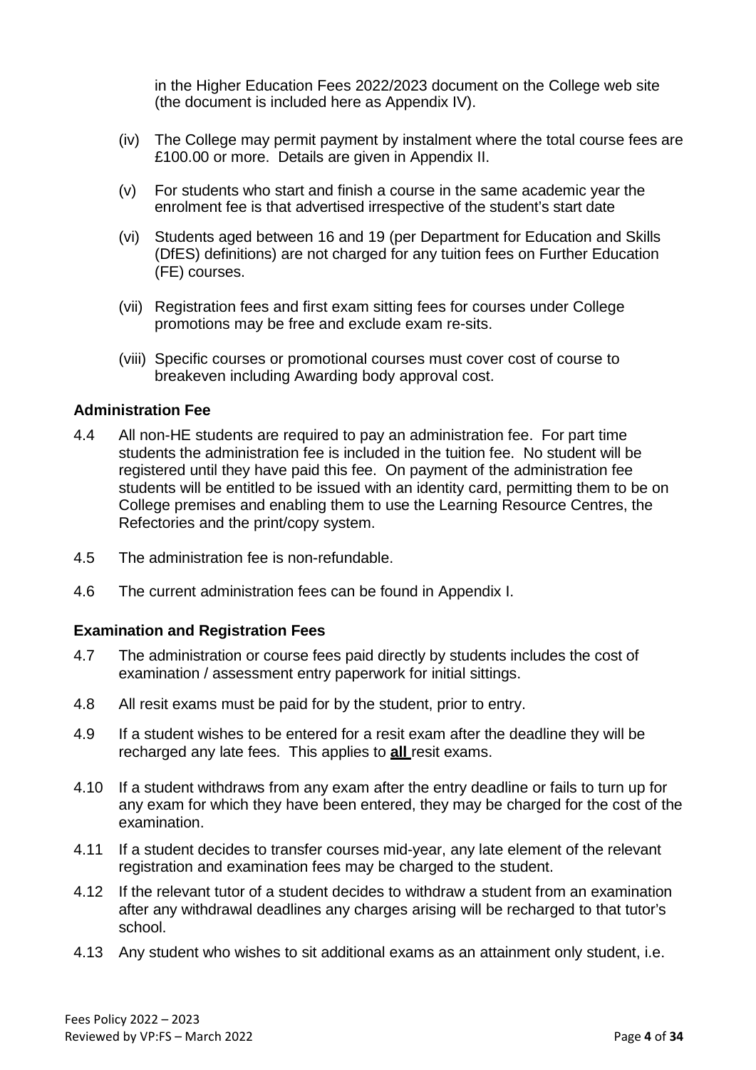in the Higher Education Fees 2022/2023 document on the College web site (the document is included here as Appendix IV).

(iv) The College may permit payment by instalment where the total course fees are £100.00 or more. Details are given in Appendix II.

(v) For students who start and finish a course in the same academic year the enrolment fee is that advertised irrespective of the student's start date

(vi) Students aged between 16 and 19 (per Department for Education and Skills (DfES) definitions) are not charged for any tuition fees on Further Education (FE) courses.

(vii) Registration fees and first exam sitting fees for courses under College promotions may be free and exclude exam re-sits.

(viii) Specific courses or promotional courses must cover cost of course to breakeven including Awarding body approval cost.

### Administration Fee

4.4 All non-HE students are required to pay an administration fee. For part time students the administration fee is included in the tuition fee. No student will be registered until they have paid this fee. On payment of the administration fee students will be entitled to be issued with an identity card, permitting them to be on College premises and enabling them to use the Learning Resource Centres, the Refectories and the print/copy system.

4.5 The administration fee is non-refundable.

4.6 The current administration fees can be found in Appendix I.

### Examination and Registration Fees

4.7 The administration or course fees paid directly by students includes the cost of examination / assessment entry paperwork for initial sittings.

4.8 All resit exams must be paid for by the student, prior to entry.

4.9 If a student wishes to be entered for a resit exam after the deadline they will be recharged any late fees. This applies to **all** resit exams.

4.10 If a student withdraws from any exam after the entry deadline or fails to turn up for any exam for which they have been entered, they may be charged for the cost of the examination.

4.11 If a student decides to transfer courses mid-year, any late element of the relevant registration and examination fees may be charged to the student.

4.12 If the relevant tutor of a student decides to withdraw a student from an examination after any withdrawal deadlines any charges arising will be recharged to that tutor's school.

4.13 Any student who wishes to sit additional exams as an attainment only student, i.e.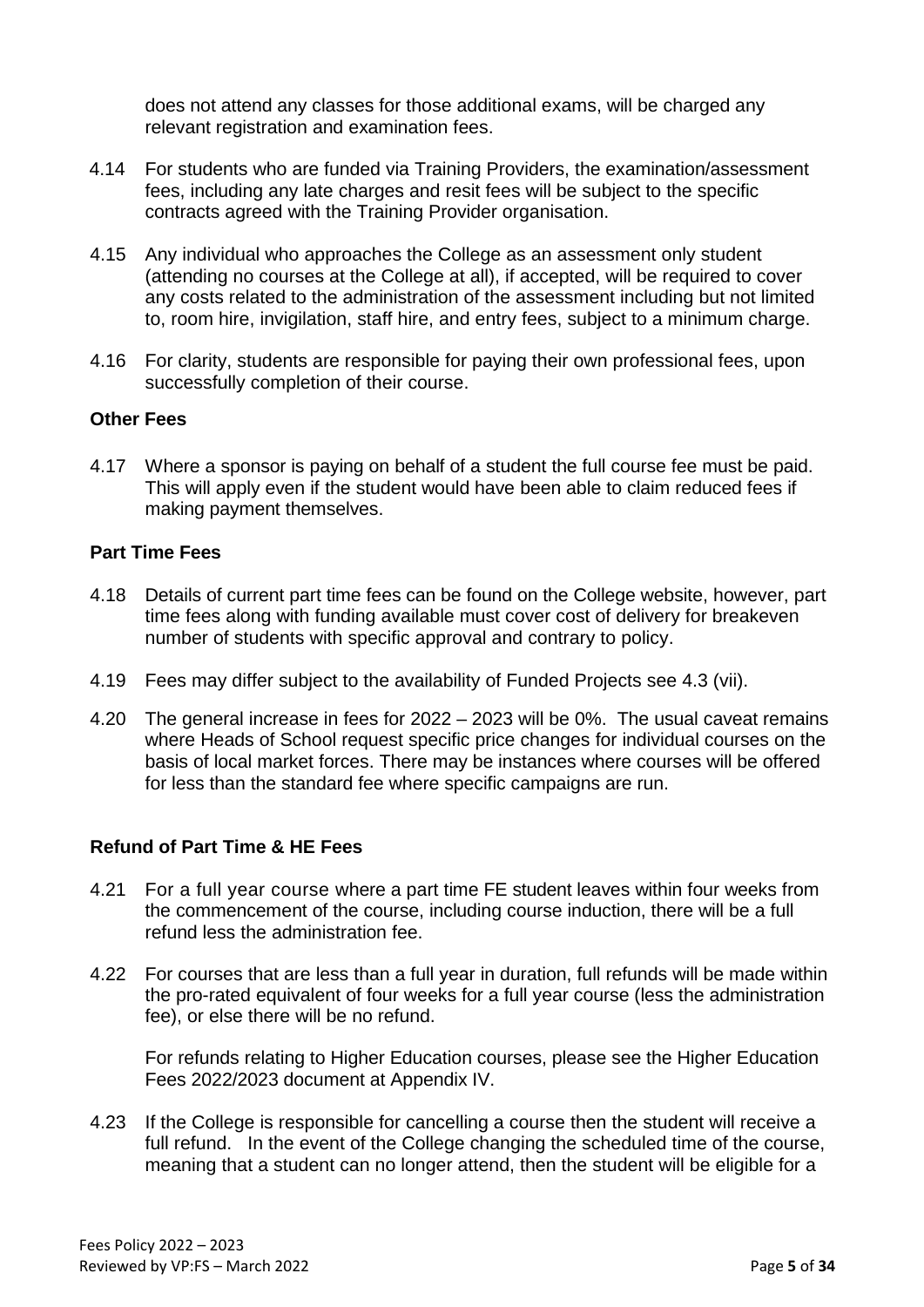does not attend any classes for those additional exams, will be charged any relevant registration and examination fees.

4.14 For students who are funded via Training Providers, the examination/assessment fees, including any late charges and resit fees will be subject to the specific contracts agreed with the Training Provider organisation.

4.15 Any individual who approaches the College as an assessment only student (attending no courses at the College at all), if accepted, will be required to cover any costs related to the administration of the assessment including but not limited to, room hire, invigilation, staff hire, and entry fees, subject to a minimum charge.

4.16 For clarity, students are responsible for paying their own professional fees, upon successfully completion of their course.

**Other Fees**

4.17 Where a sponsor is paying on behalf of a student the full course fee must be paid. This will apply even if the student would have been able to claim reduced fees if making payment themselves.

**Part Time Fees**

4.18 Details of current part time fees can be found on the College website, however, part time fees along with funding available must cover cost of delivery for breakeven number of students with specific approval and contrary to policy.

4.19 Fees may differ subject to the availability of Funded Projects see 4.3 (vii).

4.20 The general increase in fees for 2022 – 2023 will be 0%. The usual caveat remains where Heads of School request specific price changes for individual courses on the basis of local market forces. There may be instances where courses will be offered for less than the standard fee where specific campaigns are run.

**Refund of Part Time & HE Fees**

4.21 For a full year course where a part time FE student leaves within four weeks from the commencement of the course, including course induction, there will be a full refund less the administration fee.

4.22 For courses that are less than a full year in duration, full refunds will be made within the pro-rated equivalent of four weeks for a full year course (less the administration fee), or else there will be no refund.

For refunds relating to Higher Education courses, please see the Higher Education Fees 2022/2023 document at Appendix IV.

4.23 If the College is responsible for cancelling a course then the student will receive a full refund. In the event of the College changing the scheduled time of the course, meaning that a student can no longer attend, then the student will be eligible for a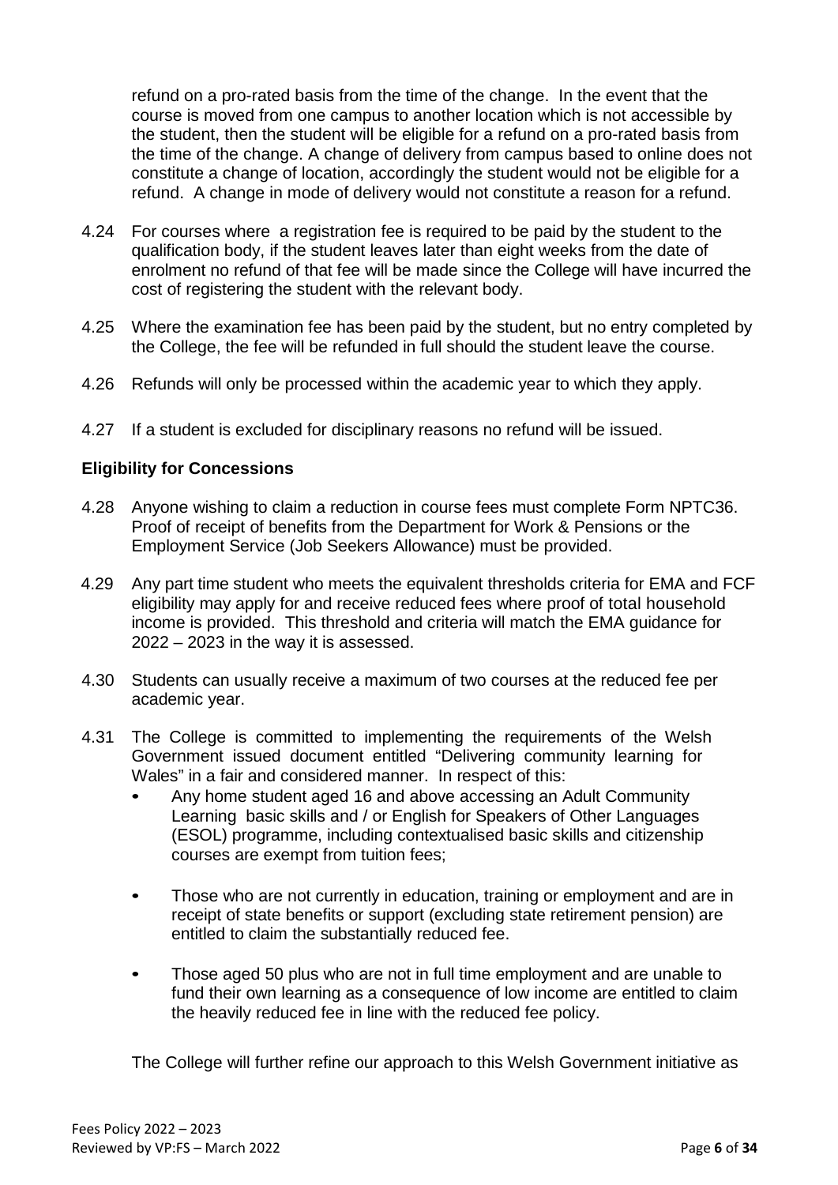refund on a pro-rated basis from the time of the change. In the event that the course is moved from one campus to another location which is not accessible by the student, then the student will be eligible for a refund on a pro-rated basis from the time of the change. A change of delivery from campus based to online does not constitute a change of location, accordingly the student would not be eligible for a refund. A change in mode of delivery would not constitute a reason for a refund.

4.24 For courses where a registration fee is required to be paid by the student to the qualification body, if the student leaves later than eight weeks from the date of enrolment no refund of that fee will be made since the College will have incurred the cost of registering the student with the relevant body.

4.25 Where the examination fee has been paid by the student, but no entry completed by the College, the fee will be refunded in full should the student leave the course.

4.26 Refunds will only be processed within the academic year to which they apply.

4.27 If a student is excluded for disciplinary reasons no refund will be issued.

**Eligibility for Concessions**

4.28 Anyone wishing to claim a reduction in course fees must complete Form NPTC36. Proof of receipt of benefits from the Department for Work & Pensions or the Employment Service (Job Seekers Allowance) must be provided.

4.29 Any part time student who meets the equivalent thresholds criteria for EMA and FCF eligibility may apply for and receive reduced fees where proof of total household income is provided. This threshold and criteria will match the EMA guidance for 2022 – 2023 in the way it is assessed.

4.30 Students can usually receive a maximum of two courses at the reduced fee per academic year.

4.31 The College is committed to implementing the requirements of the Welsh Government issued document entitled "Delivering community learning for Wales" in a fair and considered manner. In respect of this:

- Any home student aged 16 and above accessing an Adult Community Learning basic skills and / or English for Speakers of Other Languages (ESOL) programme, including contextualised basic skills and citizenship courses are exempt from tuition fees;

- Those who are not currently in education, training or employment and are in receipt of state benefits or support (excluding state retirement pension) are entitled to claim the substantially reduced fee.

- Those aged 50 plus who are not in full time employment and are unable to fund their own learning as a consequence of low income are entitled to claim the heavily reduced fee in line with the reduced fee policy.

The College will further refine our approach to this Welsh Government initiative as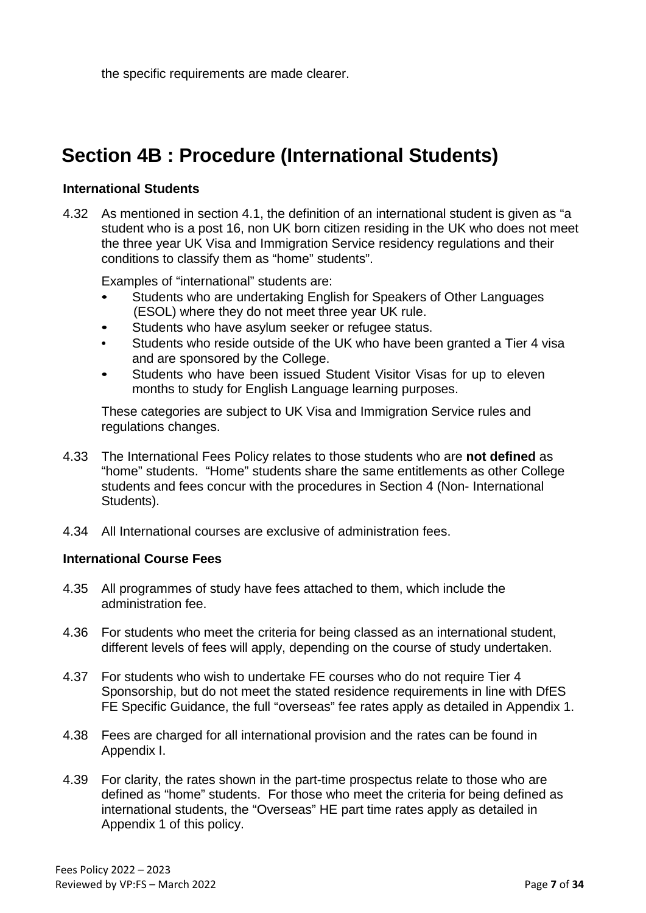the specific requirements are made clearer.

# Section 4B : Procedure (International Students)

### International Students

4.32 As mentioned in section 4.1, the definition of an international student is given as "a student who is a post 16, non UK born citizen residing in the UK who does not meet the three year UK Visa and Immigration Service residency regulations and their conditions to classify them as "home" students".

Examples of "international" students are:

- Students who are undertaking English for Speakers of Other Languages (ESOL) where they do not meet three year UK rule.
- Students who have asylum seeker or refugee status.
- Students who reside outside of the UK who have been granted a Tier 4 visa and are sponsored by the College.
- Students who have been issued Student Visitor Visas for up to eleven months to study for English Language learning purposes.

These categories are subject to UK Visa and Immigration Service rules and regulations changes.

4.33 The International Fees Policy relates to those students who are **not defined** as "home" students. "Home" students share the same entitlements as other College students and fees concur with the procedures in Section 4 (Non- International Students).

4.34 All International courses are exclusive of administration fees.

### International Course Fees

4.35 All programmes of study have fees attached to them, which include the administration fee.

4.36 For students who meet the criteria for being classed as an international student, different levels of fees will apply, depending on the course of study undertaken.

4.37 For students who wish to undertake FE courses who do not require Tier 4 Sponsorship, but do not meet the stated residence requirements in line with DfES FE Specific Guidance, the full "overseas" fee rates apply as detailed in Appendix 1.

4.38 Fees are charged for all international provision and the rates can be found in Appendix I.

4.39 For clarity, the rates shown in the part-time prospectus relate to those who are defined as "home" students. For those who meet the criteria for being defined as international students, the "Overseas" HE part time rates apply as detailed in Appendix 1 of this policy.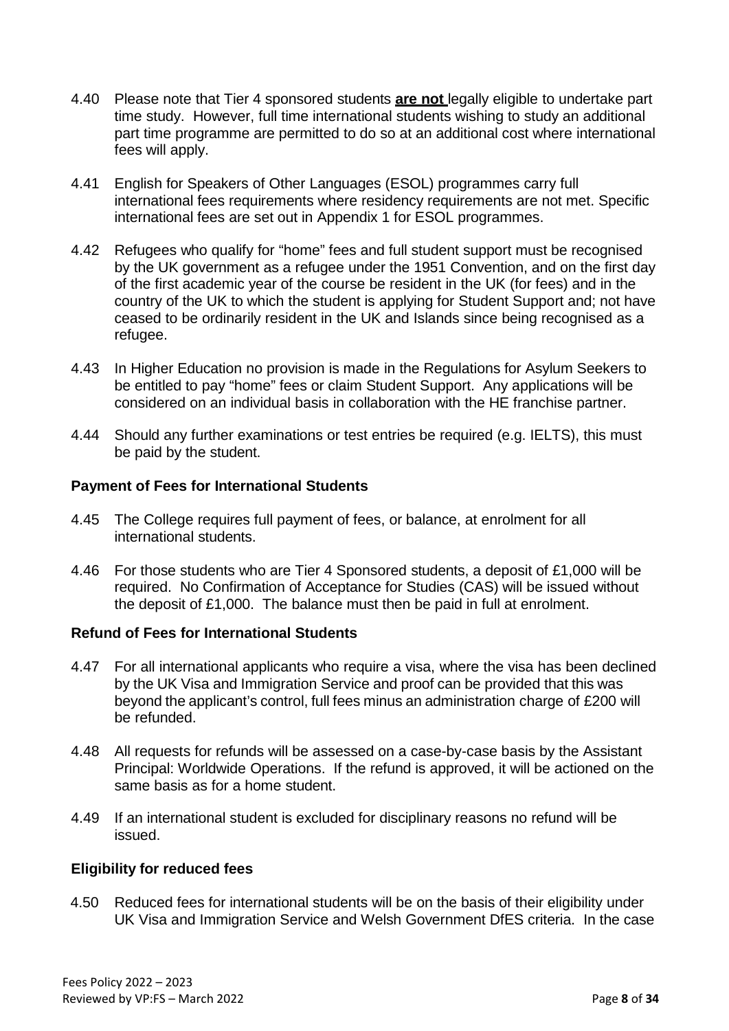4.40 Please note that Tier 4 sponsored students **are not** legally eligible to undertake part time study. However, full time international students wishing to study an additional part time programme are permitted to do so at an additional cost where international fees will apply.

4.41 English for Speakers of Other Languages (ESOL) programmes carry full international fees requirements where residency requirements are not met. Specific international fees are set out in Appendix 1 for ESOL programmes.

4.42 Refugees who qualify for "home" fees and full student support must be recognised by the UK government as a refugee under the 1951 Convention, and on the first day of the first academic year of the course be resident in the UK (for fees) and in the country of the UK to which the student is applying for Student Support and; not have ceased to be ordinarily resident in the UK and Islands since being recognised as a refugee.

4.43 In Higher Education no provision is made in the Regulations for Asylum Seekers to be entitled to pay "home" fees or claim Student Support. Any applications will be considered on an individual basis in collaboration with the HE franchise partner.

4.44 Should any further examinations or test entries be required (e.g. IELTS), this must be paid by the student.

**Payment of Fees for International Students**

4.45 The College requires full payment of fees, or balance, at enrolment for all international students.

4.46 For those students who are Tier 4 Sponsored students, a deposit of £1,000 will be required. No Confirmation of Acceptance for Studies (CAS) will be issued without the deposit of £1,000. The balance must then be paid in full at enrolment.

**Refund of Fees for International Students**

4.47 For all international applicants who require a visa, where the visa has been declined by the UK Visa and Immigration Service and proof can be provided that this was beyond the applicant's control, full fees minus an administration charge of £200 will be refunded.

4.48 All requests for refunds will be assessed on a case-by-case basis by the Assistant Principal: Worldwide Operations. If the refund is approved, it will be actioned on the same basis as for a home student.

4.49 If an international student is excluded for disciplinary reasons no refund will be issued.

**Eligibility for reduced fees**

4.50 Reduced fees for international students will be on the basis of their eligibility under UK Visa and Immigration Service and Welsh Government DfES criteria. In the case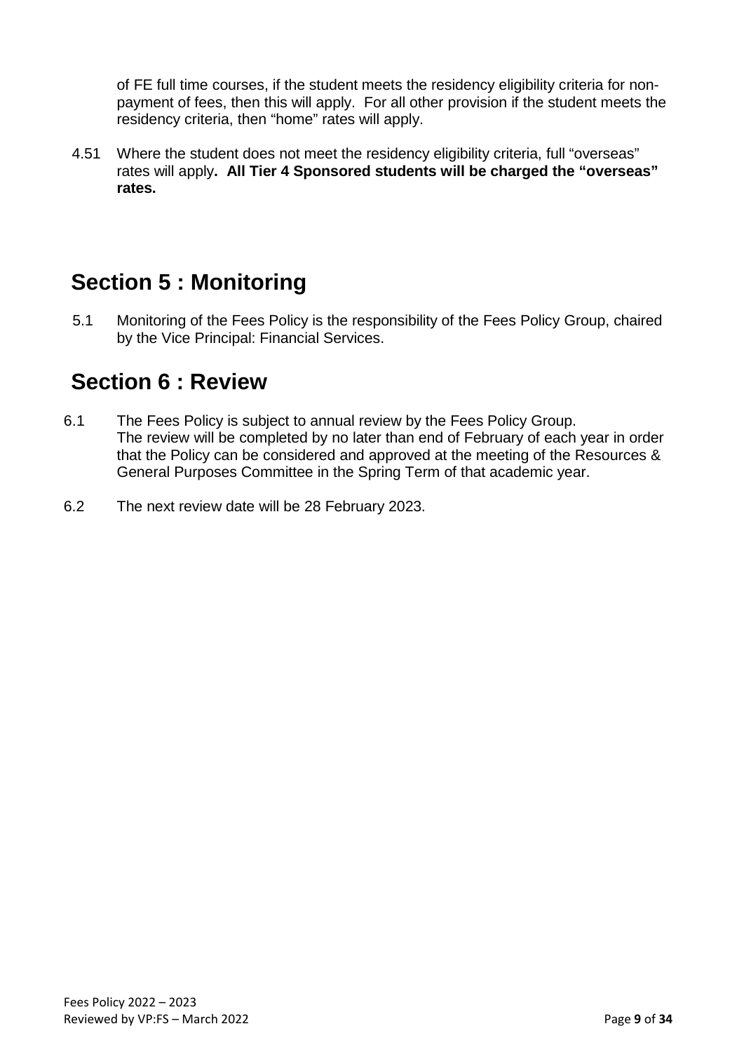of FE full time courses, if the student meets the residency eligibility criteria for non-payment of fees, then this will apply. For all other provision if the student meets the residency criteria, then "home" rates will apply.

4.51 Where the student does not meet the residency eligibility criteria, full "overseas" rates will apply**. All Tier 4 Sponsored students will be charged the "overseas" rates.**

## Section 5 : Monitoring

5.1 Monitoring of the Fees Policy is the responsibility of the Fees Policy Group, chaired by the Vice Principal: Financial Services.

## Section 6 : Review

6.1 The Fees Policy is subject to annual review by the Fees Policy Group. The review will be completed by no later than end of February of each year in order that the Policy can be considered and approved at the meeting of the Resources & General Purposes Committee in the Spring Term of that academic year.

6.2 The next review date will be 28 February 2023.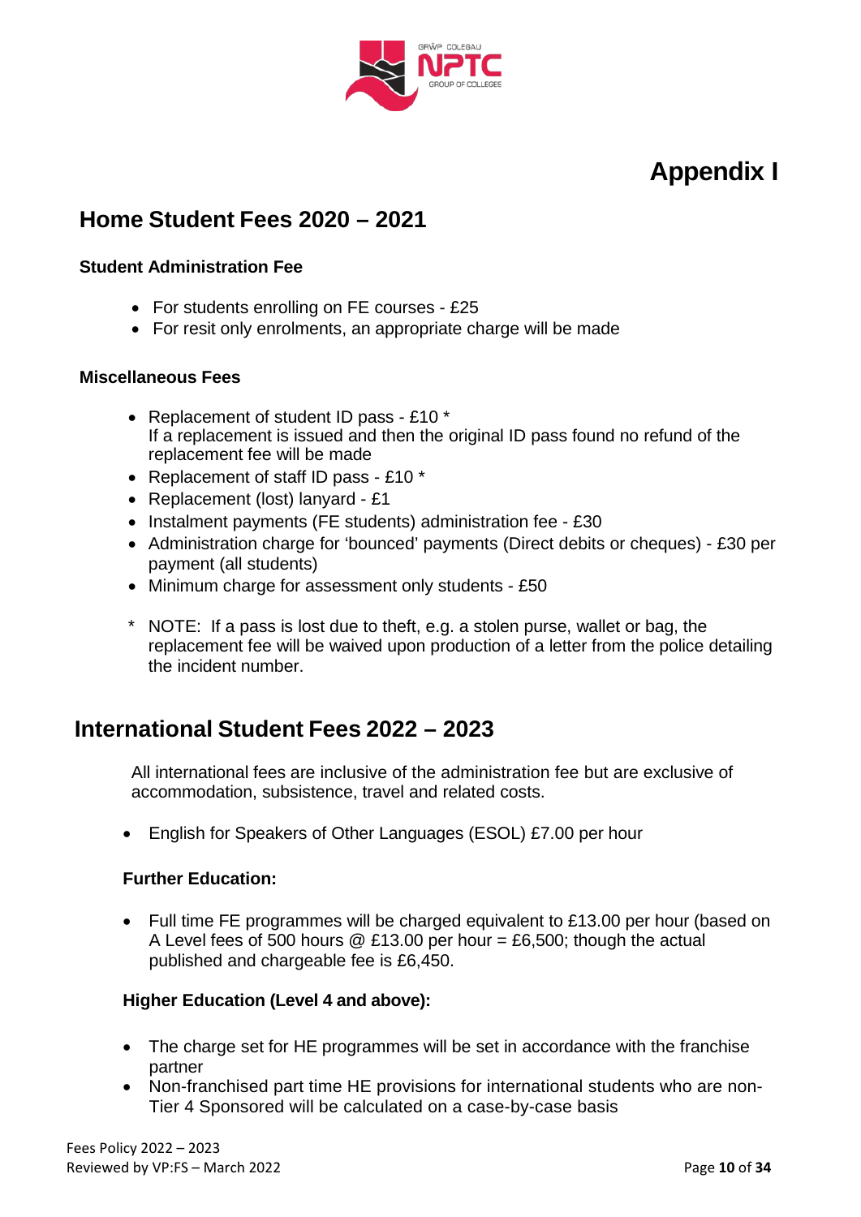# Appendix I

## Home Student Fees 2020 – 2021

### Student Administration Fee

- For students enrolling on FE courses - £25
- For resit only enrolments, an appropriate charge will be made

### Miscellaneous Fees

- Replacement of student ID pass - £10 *
  If a replacement is issued and then the original ID pass found no refund of the replacement fee will be made
- Replacement of staff ID pass - £10 *
- Replacement (lost) lanyard - £1
- Instalment payments (FE students) administration fee - £30
- Administration charge for 'bounced' payments (Direct debits or cheques) - £30 per payment (all students)
- Minimum charge for assessment only students - £50

\* NOTE: If a pass is lost due to theft, e.g. a stolen purse, wallet or bag, the replacement fee will be waived upon production of a letter from the police detailing the incident number.

## International Student Fees 2022 – 2023

All international fees are inclusive of the administration fee but are exclusive of accommodation, subsistence, travel and related costs.

- English for Speakers of Other Languages (ESOL) £7.00 per hour

### Further Education:

- Full time FE programmes will be charged equivalent to £13.00 per hour (based on A Level fees of 500 hours @ £13.00 per hour = £6,500; though the actual published and chargeable fee is £6,450.

### Higher Education (Level 4 and above):

- The charge set for HE programmes will be set in accordance with the franchise partner
- Non-franchised part time HE provisions for international students who are non-Tier 4 Sponsored will be calculated on a case-by-case basis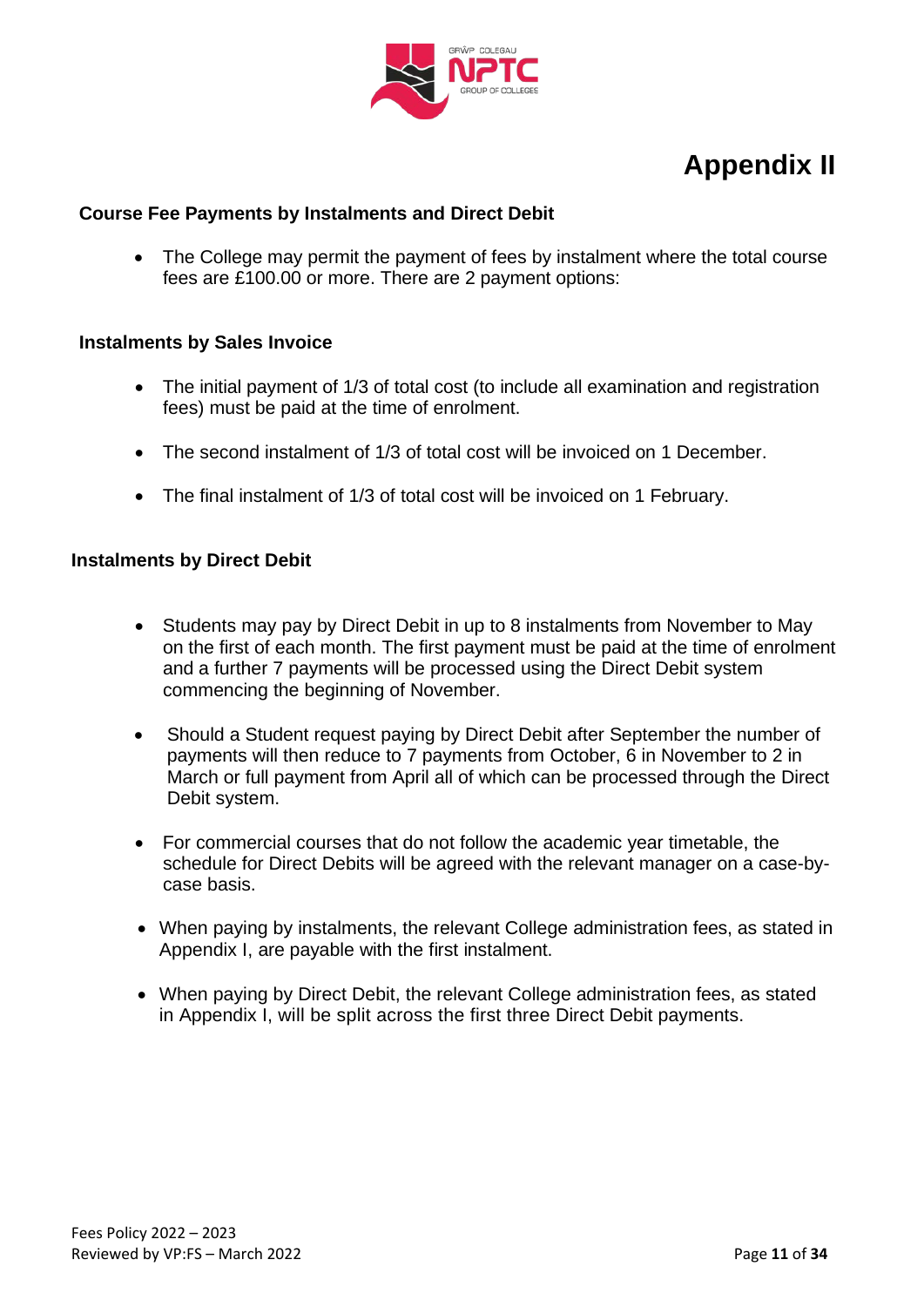# Appendix II

### Course Fee Payments by Instalments and Direct Debit

- The College may permit the payment of fees by instalment where the total course fees are £100.00 or more. There are 2 payment options:

### Instalments by Sales Invoice

- The initial payment of 1/3 of total cost (to include all examination and registration fees) must be paid at the time of enrolment.
- The second instalment of 1/3 of total cost will be invoiced on 1 December.
- The final instalment of 1/3 of total cost will be invoiced on 1 February.

### Instalments by Direct Debit

- Students may pay by Direct Debit in up to 8 instalments from November to May on the first of each month. The first payment must be paid at the time of enrolment and a further 7 payments will be processed using the Direct Debit system commencing the beginning of November.
- Should a Student request paying by Direct Debit after September the number of payments will then reduce to 7 payments from October, 6 in November to 2 in March or full payment from April all of which can be processed through the Direct Debit system.
- For commercial courses that do not follow the academic year timetable, the schedule for Direct Debits will be agreed with the relevant manager on a case-by-case basis.
- When paying by instalments, the relevant College administration fees, as stated in Appendix I, are payable with the first instalment.
- When paying by Direct Debit, the relevant College administration fees, as stated in Appendix I, will be split across the first three Direct Debit payments.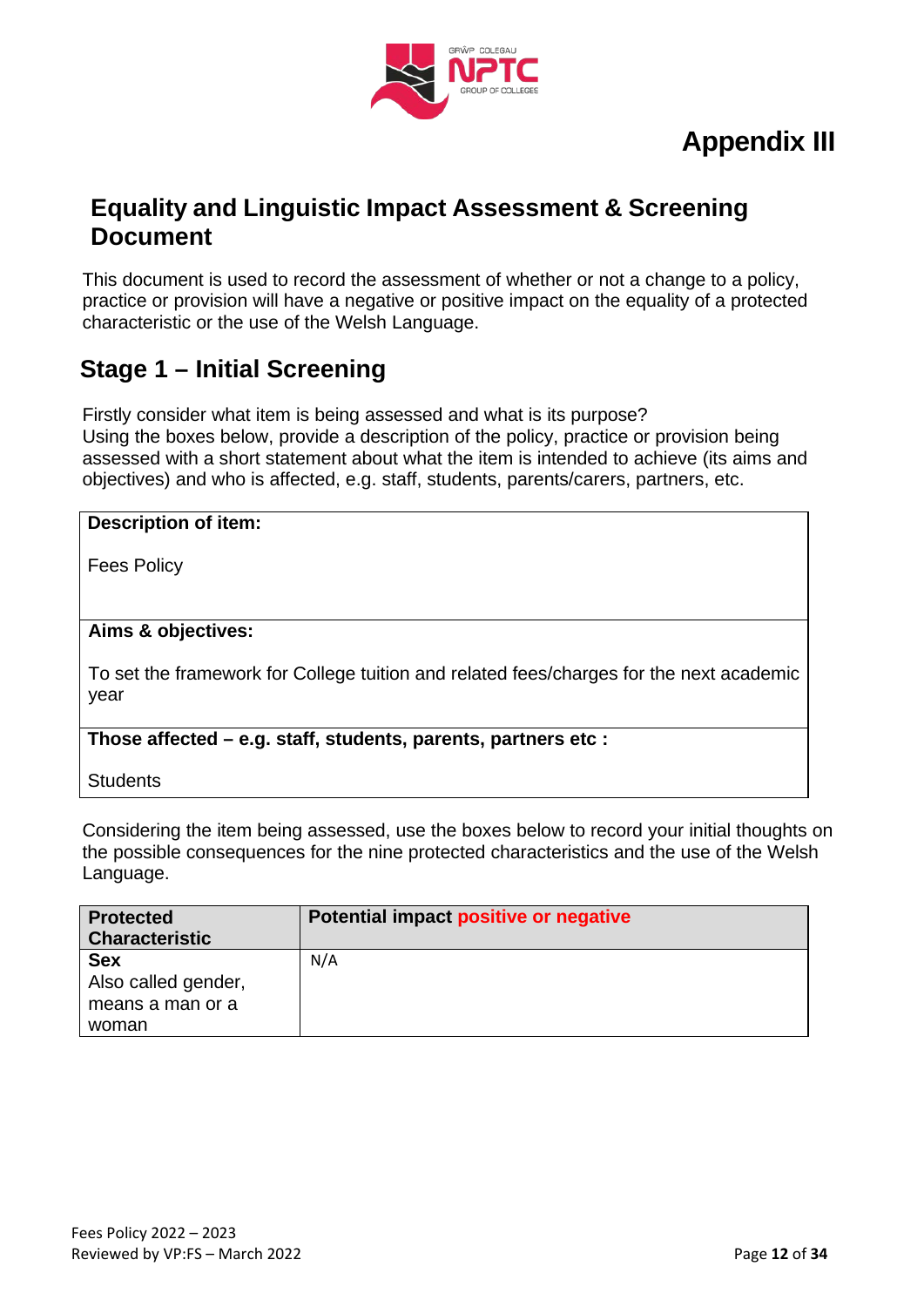# Appendix III

## Equality and Linguistic Impact Assessment & Screening Document

This document is used to record the assessment of whether or not a change to a policy, practice or provision will have a negative or positive impact on the equality of a protected characteristic or the use of the Welsh Language.

## Stage 1 – Initial Screening

Firstly consider what item is being assessed and what is its purpose?
Using the boxes below, provide a description of the policy, practice or provision being assessed with a short statement about what the item is intended to achieve (its aims and objectives) and who is affected, e.g. staff, students, parents/carers, partners, etc.

| **Description of item:** |
| --- |
| Fees Policy |
| **Aims & objectives:** |
| To set the framework for College tuition and related fees/charges for the next academic year |
| **Those affected – e.g. staff, students, parents, partners etc :** |
| Students |

Considering the item being assessed, use the boxes below to record your initial thoughts on the possible consequences for the nine protected characteristics and the use of the Welsh Language.

| Protected Characteristic | Potential impact positive or negative |
| --- | --- |
| **Sex** Also called gender, means a man or a woman | N/A |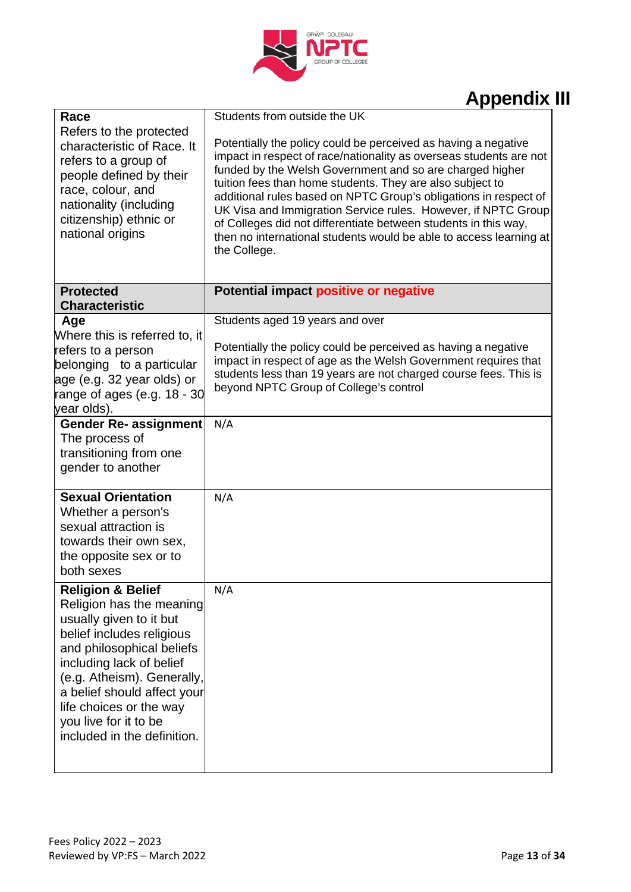# Appendix III

| **Race** Refers to the protected characteristic of Race. It refers to a group of people defined by their race, colour, and nationality (including citizenship) ethnic or national origins | Students from outside the UK<br><br>Potentially the policy could be perceived as having a negative impact in respect of race/nationality as overseas students are not funded by the Welsh Government and so are charged higher tuition fees than home students. They are also subject to additional rules based on NPTC Group's obligations in respect of UK Visa and Immigration Service rules. However, if NPTC Group of Colleges did not differentiate between students in this way, then no international students would be able to access learning at the College. |
|---|---|
| **Protected Characteristic** | **Potential impact positive or negative** |
| **Age** Where this is referred to, it refers to a person belonging to a particular age (e.g. 32 year olds) or range of ages (e.g. 18 - 30 year olds). | Students aged 19 years and over<br><br>Potentially the policy could be perceived as having a negative impact in respect of age as the Welsh Government requires that students less than 19 years are not charged course fees. This is beyond NPTC Group of College's control |
| **Gender Re- assignment** The process of transitioning from one gender to another | N/A |
| **Sexual Orientation** Whether a person's sexual attraction is towards their own sex, the opposite sex or to both sexes | N/A |
| **Religion & Belief** Religion has the meaning usually given to it but belief includes religious and philosophical beliefs including lack of belief (e.g. Atheism). Generally, a belief should affect your life choices or the way you live for it to be included in the definition. | N/A |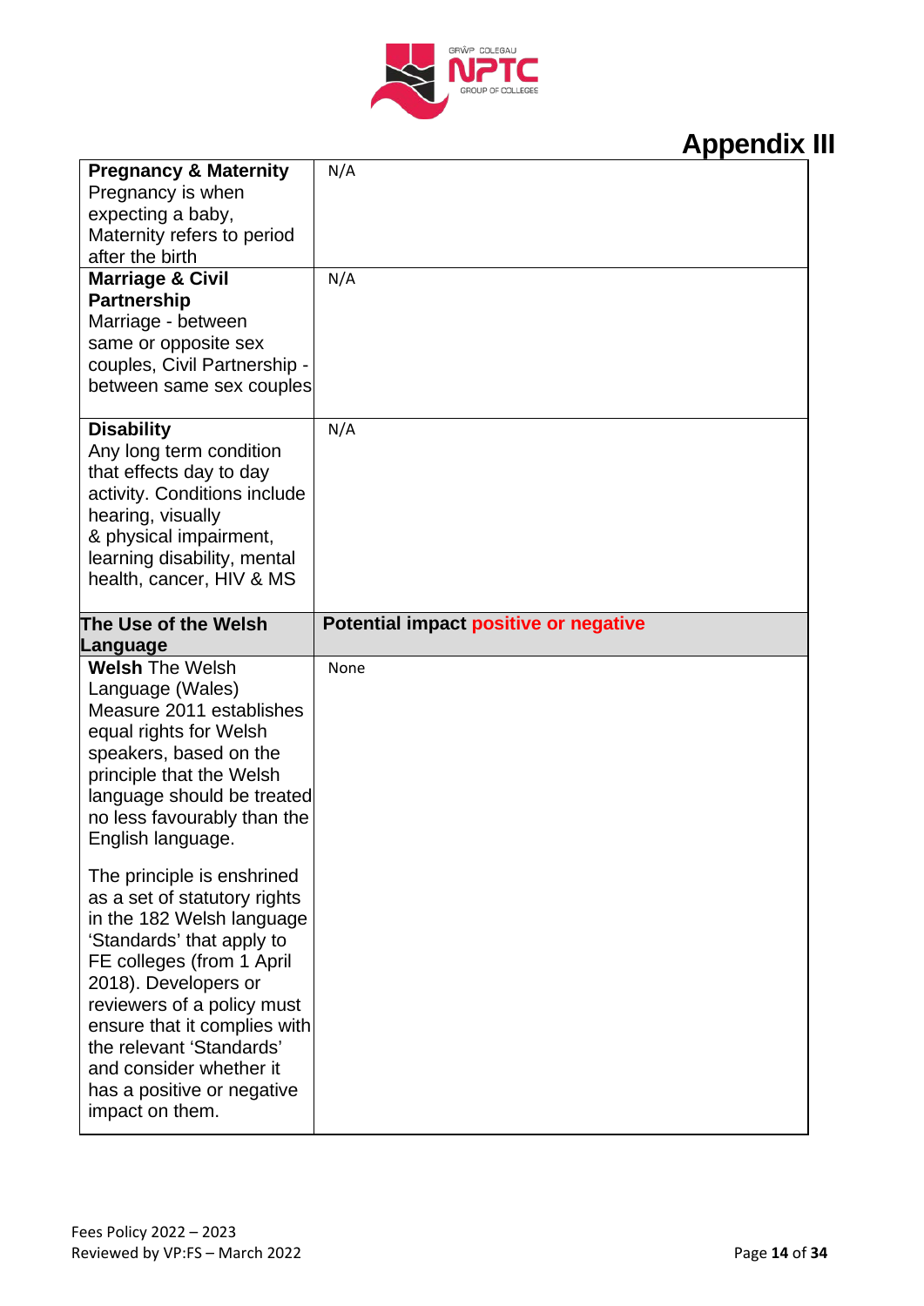## Appendix III

| | |
|---|---|
| **Pregnancy & Maternity** Pregnancy is when expecting a baby, Maternity refers to period after the birth | N/A |
| **Marriage & Civil Partnership** Marriage - between same or opposite sex couples, Civil Partnership - between same sex couples | N/A |
| **Disability** Any long term condition that effects day to day activity. Conditions include hearing, visually & physical impairment, learning disability, mental health, cancer, HIV & MS | N/A |
| **The Use of the Welsh Language** | **Potential impact positive or negative** |
| **Welsh** The Welsh Language (Wales) Measure 2011 establishes equal rights for Welsh speakers, based on the principle that the Welsh language should be treated no less favourably than the English language.<br><br>The principle is enshrined as a set of statutory rights in the 182 Welsh language 'Standards' that apply to FE colleges (from 1 April 2018). Developers or reviewers of a policy must ensure that it complies with the relevant 'Standards' and consider whether it has a positive or negative impact on them. | None |

Fees Policy 2022 – 2023
Reviewed by VP:FS – March 2022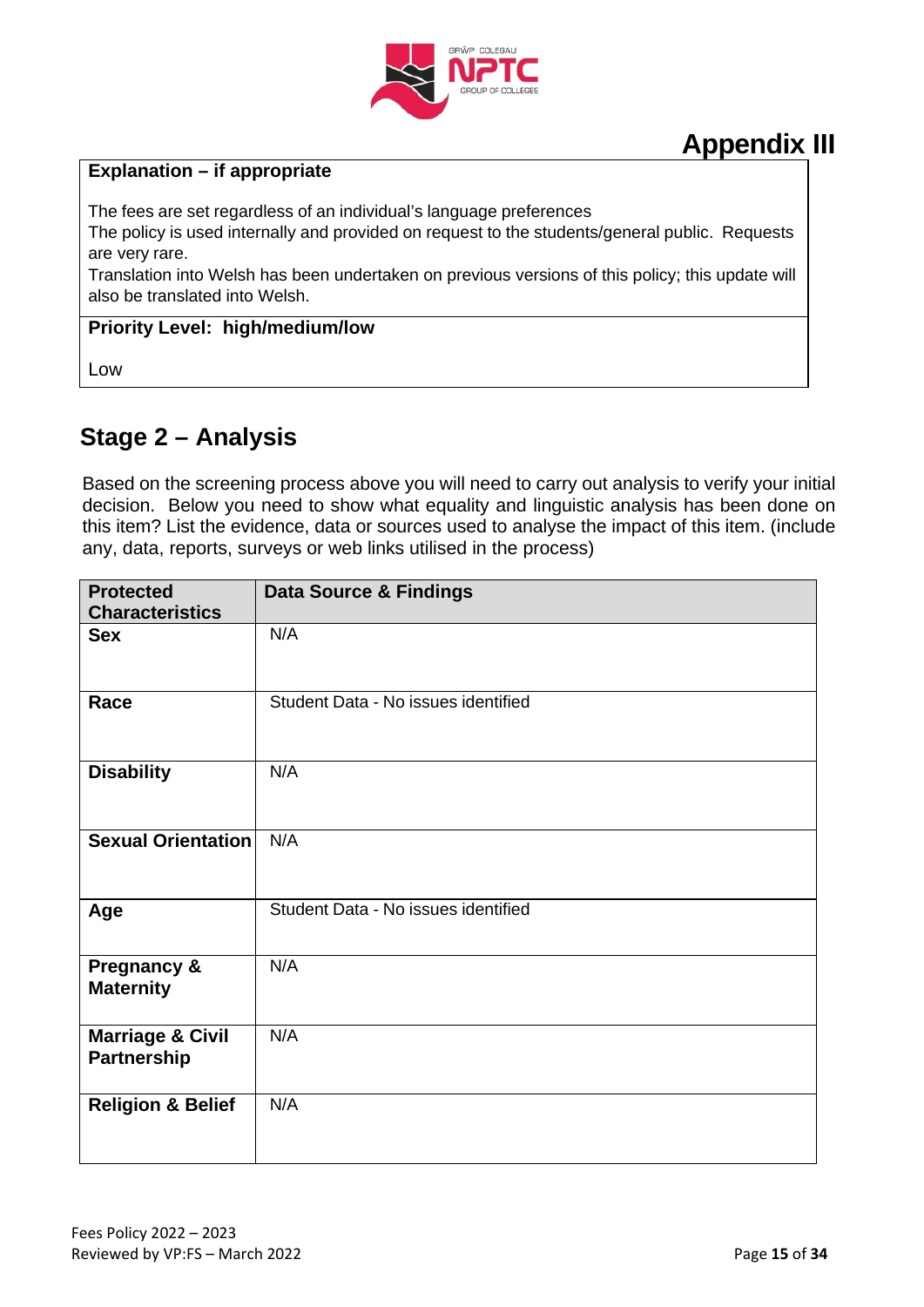# Appendix III

| Explanation – if appropriate |
|---|
| The fees are set regardless of an individual's language preferences<br>The policy is used internally and provided on request to the students/general public. Requests are very rare.<br>Translation into Welsh has been undertaken on previous versions of this policy; this update will also be translated into Welsh. |
| **Priority Level: high/medium/low** |
| Low |

## Stage 2 – Analysis

Based on the screening process above you will need to carry out analysis to verify your initial decision. Below you need to show what equality and linguistic analysis has been done on this item? List the evidence, data or sources used to analyse the impact of this item. (include any, data, reports, surveys or web links utilised in the process)

| Protected Characteristics | Data Source & Findings |
|---|---|
| **Sex** | N/A |
| **Race** | Student Data - No issues identified |
| **Disability** | N/A |
| **Sexual Orientation** | N/A |
| **Age** | Student Data - No issues identified |
| **Pregnancy & Maternity** | N/A |
| **Marriage & Civil Partnership** | N/A |
| **Religion & Belief** | N/A |

Fees Policy 2022 – 2023
Reviewed by VP:FS – March 2022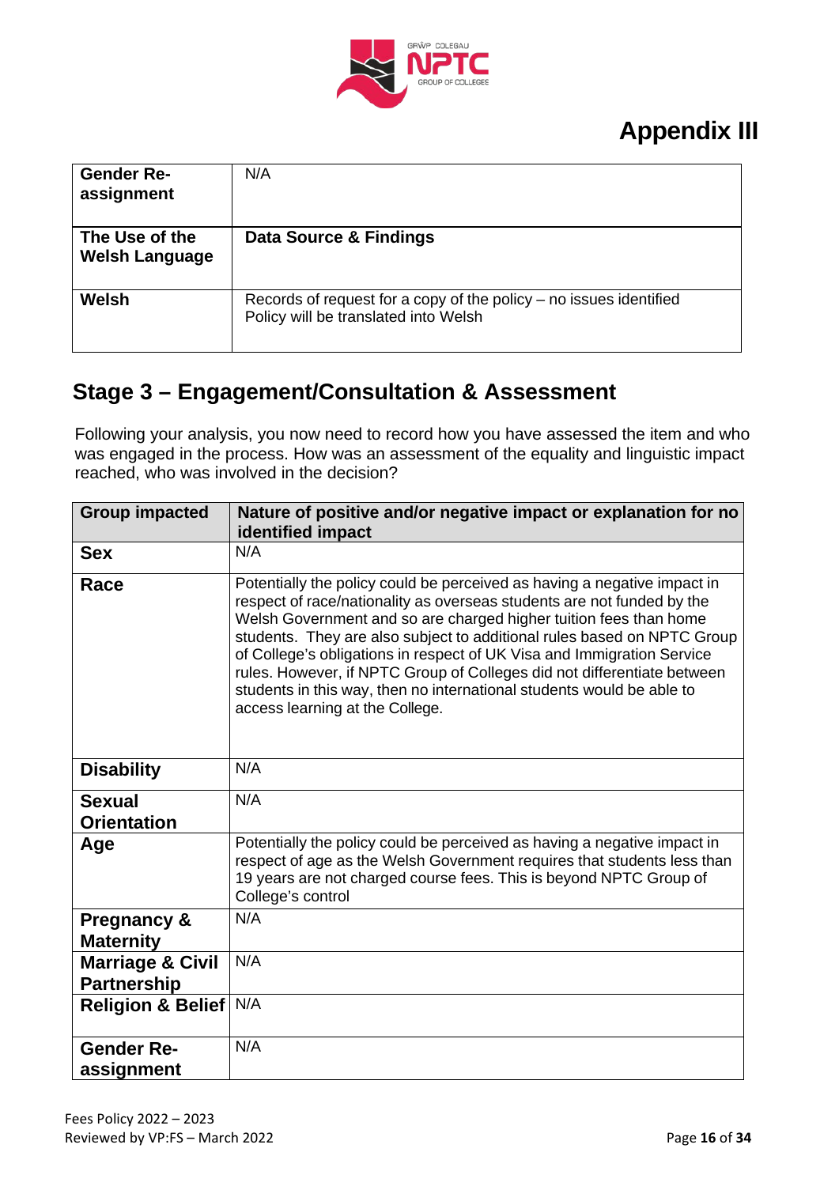# Appendix III

| Gender Re-assignment | N/A |
|---|---|
| **The Use of the Welsh Language** | **Data Source & Findings** |
| **Welsh** | Records of request for a copy of the policy – no issues identified<br>Policy will be translated into Welsh |

## Stage 3 – Engagement/Consultation & Assessment

Following your analysis, you now need to record how you have assessed the item and who was engaged in the process. How was an assessment of the equality and linguistic impact reached, who was involved in the decision?

| Group impacted | Nature of positive and/or negative impact or explanation for no identified impact |
|---|---|
| **Sex** | N/A |
| **Race** | Potentially the policy could be perceived as having a negative impact in respect of race/nationality as overseas students are not funded by the Welsh Government and so are charged higher tuition fees than home students. They are also subject to additional rules based on NPTC Group of College's obligations in respect of UK Visa and Immigration Service rules. However, if NPTC Group of Colleges did not differentiate between students in this way, then no international students would be able to access learning at the College. |
| **Disability** | N/A |
| **Sexual Orientation** | N/A |
| **Age** | Potentially the policy could be perceived as having a negative impact in respect of age as the Welsh Government requires that students less than 19 years are not charged course fees. This is beyond NPTC Group of College's control |
| **Pregnancy & Maternity** | N/A |
| **Marriage & Civil Partnership** | N/A |
| **Religion & Belief** | N/A |
| **Gender Re-assignment** | N/A |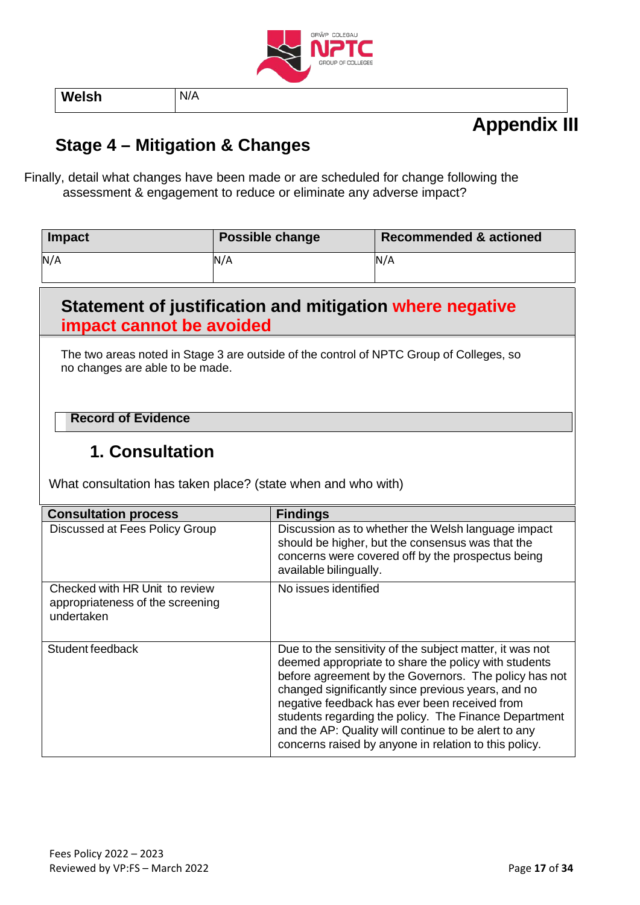| Welsh | N/A |
|---|---|

# Appendix III

## Stage 4 – Mitigation & Changes

Finally, detail what changes have been made or are scheduled for change following the assessment & engagement to reduce or eliminate any adverse impact?

| Impact | Possible change | Recommended & actioned |
|---|---|---|
| N/A | N/A | N/A |

## Statement of justification and mitigation where negative impact cannot be avoided

The two areas noted in Stage 3 are outside of the control of NPTC Group of Colleges, so no changes are able to be made.

**Record of Evidence**

## 1. Consultation

What consultation has taken place? (state when and who with)

| Consultation process | Findings |
|---|---|
| Discussed at Fees Policy Group | Discussion as to whether the Welsh language impact should be higher, but the consensus was that the concerns were covered off by the prospectus being available bilingually. |
| Checked with HR Unit to review appropriateness of the screening undertaken | No issues identified |
| Student feedback | Due to the sensitivity of the subject matter, it was not deemed appropriate to share the policy with students before agreement by the Governors. The policy has not changed significantly since previous years, and no negative feedback has ever been received from students regarding the policy. The Finance Department and the AP: Quality will continue to be alert to any concerns raised by anyone in relation to this policy. |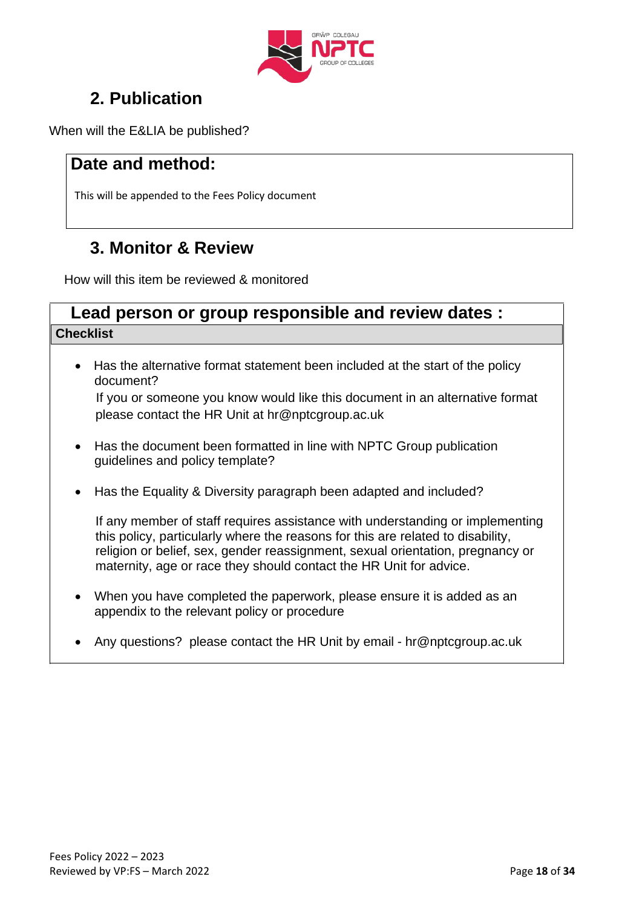## 2. Publication

When will the E&LIA be published?

### Date and method:

This will be appended to the Fees Policy document

## 3. Monitor & Review

How will this item be reviewed & monitored

### Lead person or group responsible and review dates :

**Checklist**

- Has the alternative format statement been included at the start of the policy document?

  If you or someone you know would like this document in an alternative format please contact the HR Unit at hr@nptcgroup.ac.uk

- Has the document been formatted in line with NPTC Group publication guidelines and policy template?

- Has the Equality & Diversity paragraph been adapted and included?

  If any member of staff requires assistance with understanding or implementing this policy, particularly where the reasons for this are related to disability, religion or belief, sex, gender reassignment, sexual orientation, pregnancy or maternity, age or race they should contact the HR Unit for advice.

- When you have completed the paperwork, please ensure it is added as an appendix to the relevant policy or procedure

- Any questions? please contact the HR Unit by email - hr@nptcgroup.ac.uk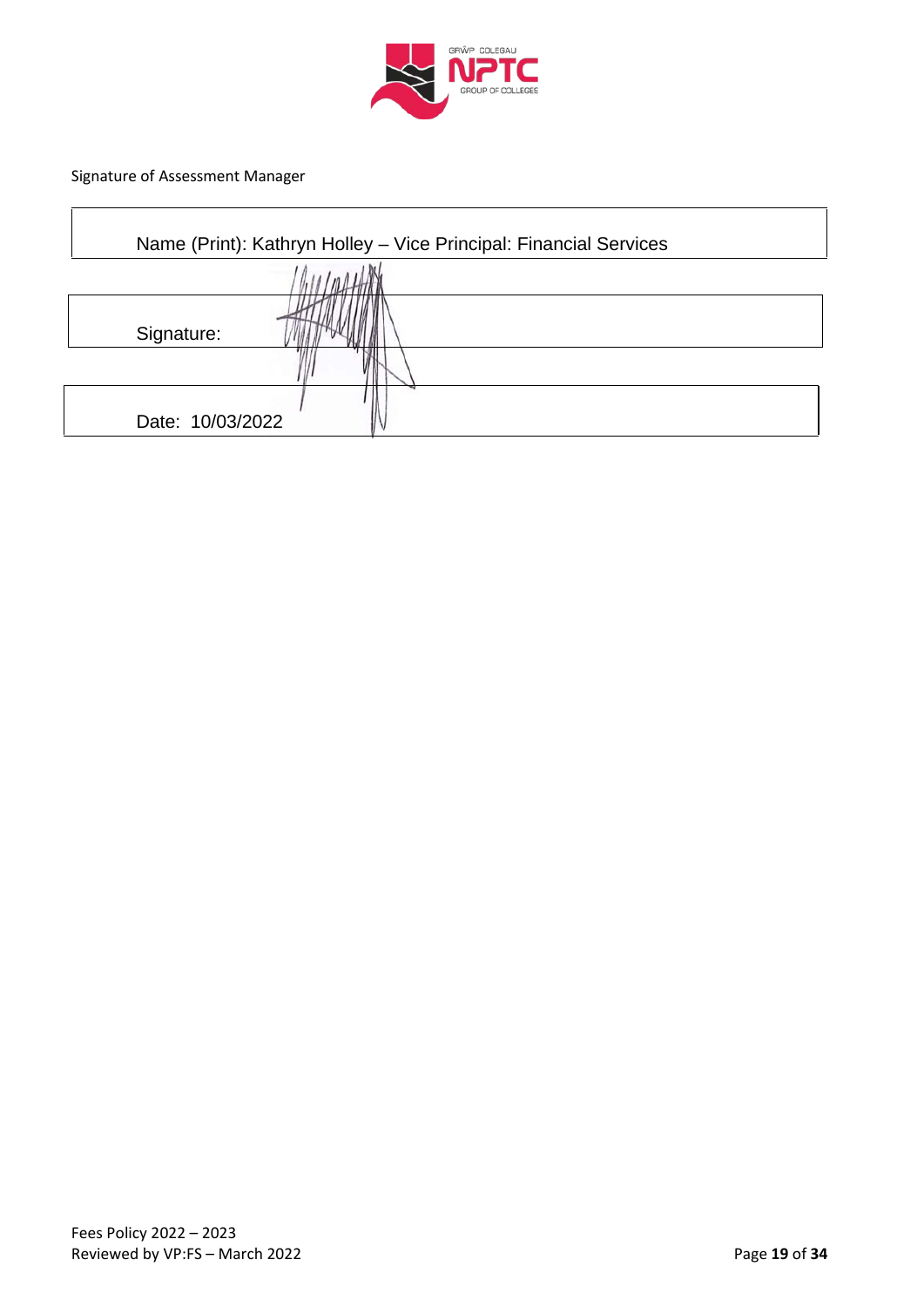Signature of Assessment Manager

| Name (Print): Kathryn Holley – Vice Principal: Financial Services |
| --- |

| Signature: |
| --- |

| Date: 10/03/2022 |
| --- |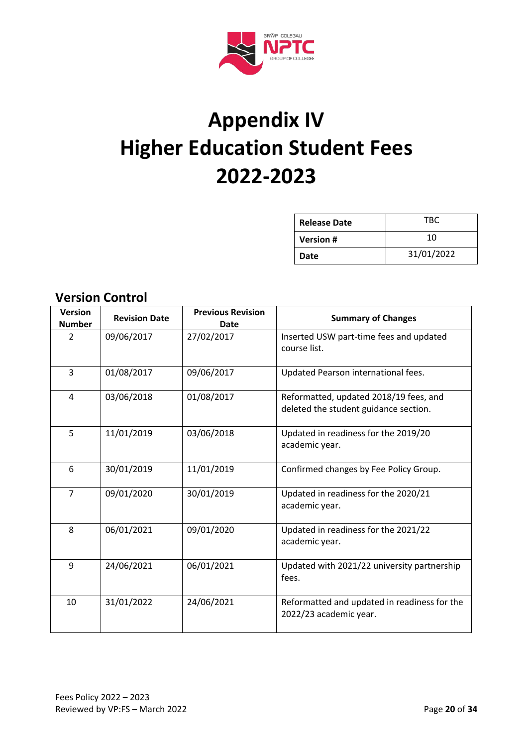# Appendix IV
# Higher Education Student Fees 2022-2023

| Release Date | TBC |
|---|---|
| Version # | 10 |
| Date | 31/01/2022 |

## Version Control

| Version Number | Revision Date | Previous Revision Date | Summary of Changes |
|---|---|---|---|
| 2 | 09/06/2017 | 27/02/2017 | Inserted USW part-time fees and updated course list. |
| 3 | 01/08/2017 | 09/06/2017 | Updated Pearson international fees. |
| 4 | 03/06/2018 | 01/08/2017 | Reformatted, updated 2018/19 fees, and deleted the student guidance section. |
| 5 | 11/01/2019 | 03/06/2018 | Updated in readiness for the 2019/20 academic year. |
| 6 | 30/01/2019 | 11/01/2019 | Confirmed changes by Fee Policy Group. |
| 7 | 09/01/2020 | 30/01/2019 | Updated in readiness for the 2020/21 academic year. |
| 8 | 06/01/2021 | 09/01/2020 | Updated in readiness for the 2021/22 academic year. |
| 9 | 24/06/2021 | 06/01/2021 | Updated with 2021/22 university partnership fees. |
| 10 | 31/01/2022 | 24/06/2021 | Reformatted and updated in readiness for the 2022/23 academic year. |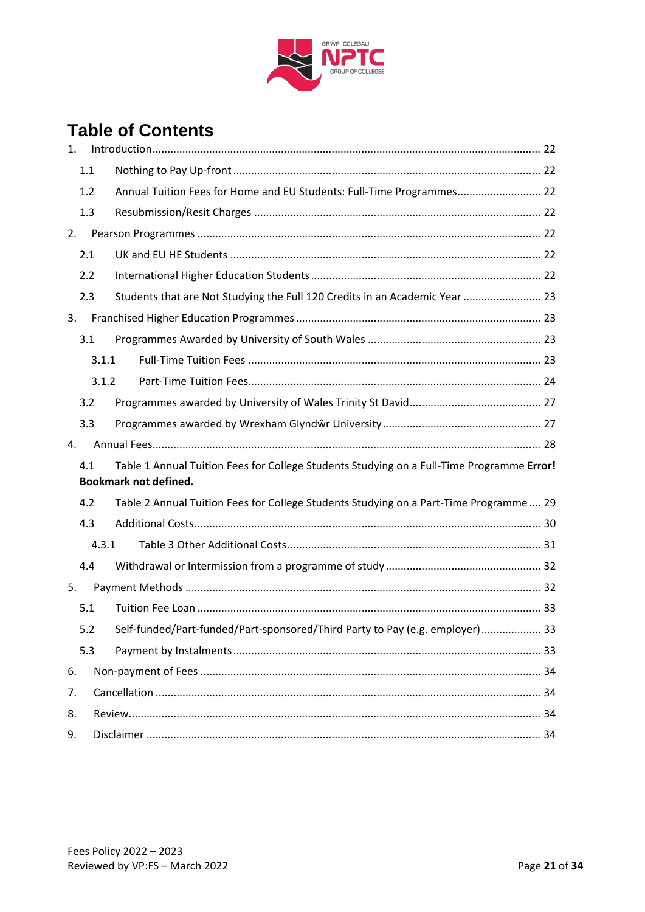# Table of Contents

1. Introduction ............ 22
    - 1.1 Nothing to Pay Up-front ............ 22
    - 1.2 Annual Tuition Fees for Home and EU Students: Full-Time Programmes ............ 22
    - 1.3 Resubmission/Resit Charges ............ 22
2. Pearson Programmes ............ 22
    - 2.1 UK and EU HE Students ............ 22
    - 2.2 International Higher Education Students ............ 22
    - 2.3 Students that are Not Studying the Full 120 Credits in an Academic Year ............ 23
3. Franchised Higher Education Programmes ............ 23
    - 3.1 Programmes Awarded by University of South Wales ............ 23
        - 3.1.1 Full-Time Tuition Fees ............ 23
        - 3.1.2 Part-Time Tuition Fees ............ 24
    - 3.2 Programmes awarded by University of Wales Trinity St David ............ 27
    - 3.3 Programmes awarded by Wrexham Glyndŵr University ............ 27
4. Annual Fees ............ 28
    - 4.1 Table 1 Annual Tuition Fees for College Students Studying on a Full-Time Programme **Error! Bookmark not defined.**
    - 4.2 Table 2 Annual Tuition Fees for College Students Studying on a Part-Time Programme .... 29
    - 4.3 Additional Costs ............ 30
        - 4.3.1 Table 3 Other Additional Costs ............ 31
    - 4.4 Withdrawal or Intermission from a programme of study ............ 32
5. Payment Methods ............ 32
    - 5.1 Tuition Fee Loan ............ 33
    - 5.2 Self-funded/Part-funded/Part-sponsored/Third Party to Pay (e.g. employer) ............ 33
    - 5.3 Payment by Instalments ............ 33
6. Non-payment of Fees ............ 34
7. Cancellation ............ 34
8. Review ............ 34
9. Disclaimer ............ 34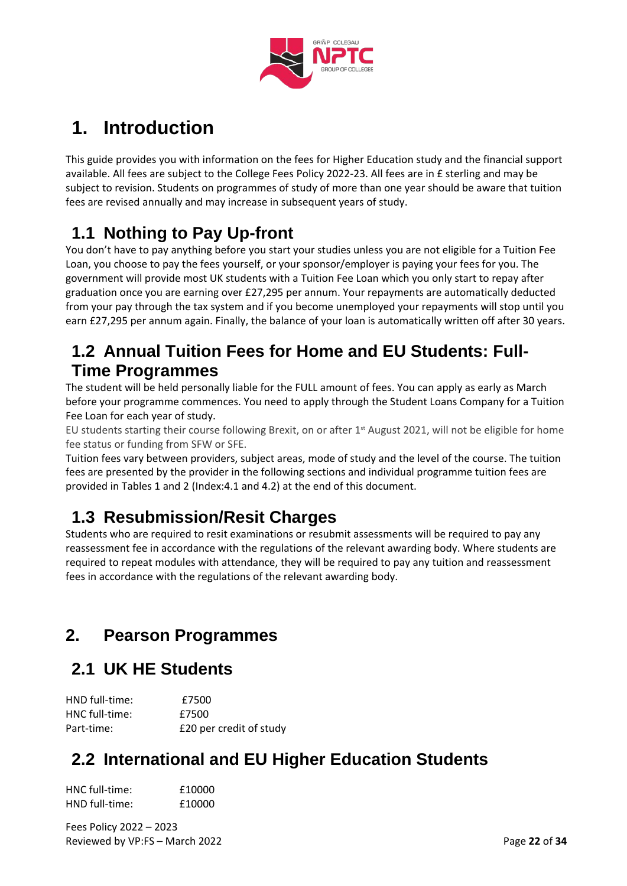# 1. Introduction

This guide provides you with information on the fees for Higher Education study and the financial support available. All fees are subject to the College Fees Policy 2022-23. All fees are in £ sterling and may be subject to revision. Students on programmes of study of more than one year should be aware that tuition fees are revised annually and may increase in subsequent years of study.

## 1.1 Nothing to Pay Up-front

You don't have to pay anything before you start your studies unless you are not eligible for a Tuition Fee Loan, you choose to pay the fees yourself, or your sponsor/employer is paying your fees for you. The government will provide most UK students with a Tuition Fee Loan which you only start to repay after graduation once you are earning over £27,295 per annum. Your repayments are automatically deducted from your pay through the tax system and if you become unemployed your repayments will stop until you earn £27,295 per annum again. Finally, the balance of your loan is automatically written off after 30 years.

## 1.2 Annual Tuition Fees for Home and EU Students: Full-Time Programmes

The student will be held personally liable for the FULL amount of fees. You can apply as early as March before your programme commences. You need to apply through the Student Loans Company for a Tuition Fee Loan for each year of study.

EU students starting their course following Brexit, on or after 1st August 2021, will not be eligible for home fee status or funding from SFW or SFE.

Tuition fees vary between providers, subject areas, mode of study and the level of the course. The tuition fees are presented by the provider in the following sections and individual programme tuition fees are provided in Tables 1 and 2 (Index:4.1 and 4.2) at the end of this document.

## 1.3 Resubmission/Resit Charges

Students who are required to resit examinations or resubmit assessments will be required to pay any reassessment fee in accordance with the regulations of the relevant awarding body. Where students are required to repeat modules with attendance, they will be required to pay any tuition and reassessment fees in accordance with the regulations of the relevant awarding body.

# 2. Pearson Programmes

## 2.1 UK HE Students

| | |
|---|---|
| HND full-time: | £7500 |
| HNC full-time: | £7500 |
| Part-time: | £20 per credit of study |

## 2.2 International and EU Higher Education Students

| | |
|---|---|
| HNC full-time: | £10000 |
| HND full-time: | £10000 |

Fees Policy 2022 – 2023
Reviewed by VP:FS – March 2022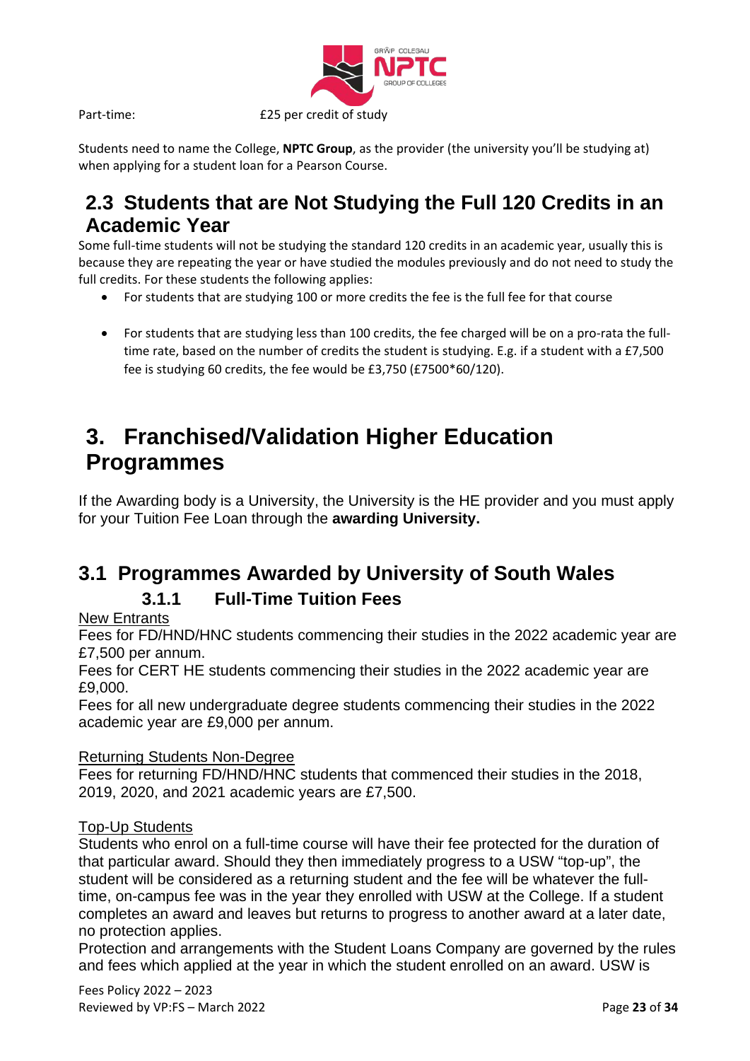Part-time: £25 per credit of study

Students need to name the College, **NPTC Group**, as the provider (the university you'll be studying at) when applying for a student loan for a Pearson Course.

## 2.3 Students that are Not Studying the Full 120 Credits in an Academic Year

Some full-time students will not be studying the standard 120 credits in an academic year, usually this is because they are repeating the year or have studied the modules previously and do not need to study the full credits. For these students the following applies:

- For students that are studying 100 or more credits the fee is the full fee for that course
- For students that are studying less than 100 credits, the fee charged will be on a pro-rata the full-time rate, based on the number of credits the student is studying. E.g. if a student with a £7,500 fee is studying 60 credits, the fee would be £3,750 (£7500*60/120).

# 3. Franchised/Validation Higher Education Programmes

If the Awarding body is a University, the University is the HE provider and you must apply for your Tuition Fee Loan through the **awarding University.**

## 3.1 Programmes Awarded by University of South Wales

### 3.1.1 Full-Time Tuition Fees

New Entrants

Fees for FD/HND/HNC students commencing their studies in the 2022 academic year are £7,500 per annum.

Fees for CERT HE students commencing their studies in the 2022 academic year are £9,000.

Fees for all new undergraduate degree students commencing their studies in the 2022 academic year are £9,000 per annum.

Returning Students Non-Degree

Fees for returning FD/HND/HNC students that commenced their studies in the 2018, 2019, 2020, and 2021 academic years are £7,500.

Top-Up Students

Students who enrol on a full-time course will have their fee protected for the duration of that particular award. Should they then immediately progress to a USW "top-up", the student will be considered as a returning student and the fee will be whatever the full-time, on-campus fee was in the year they enrolled with USW at the College. If a student completes an award and leaves but returns to progress to another award at a later date, no protection applies.

Protection and arrangements with the Student Loans Company are governed by the rules and fees which applied at the year in which the student enrolled on an award. USW is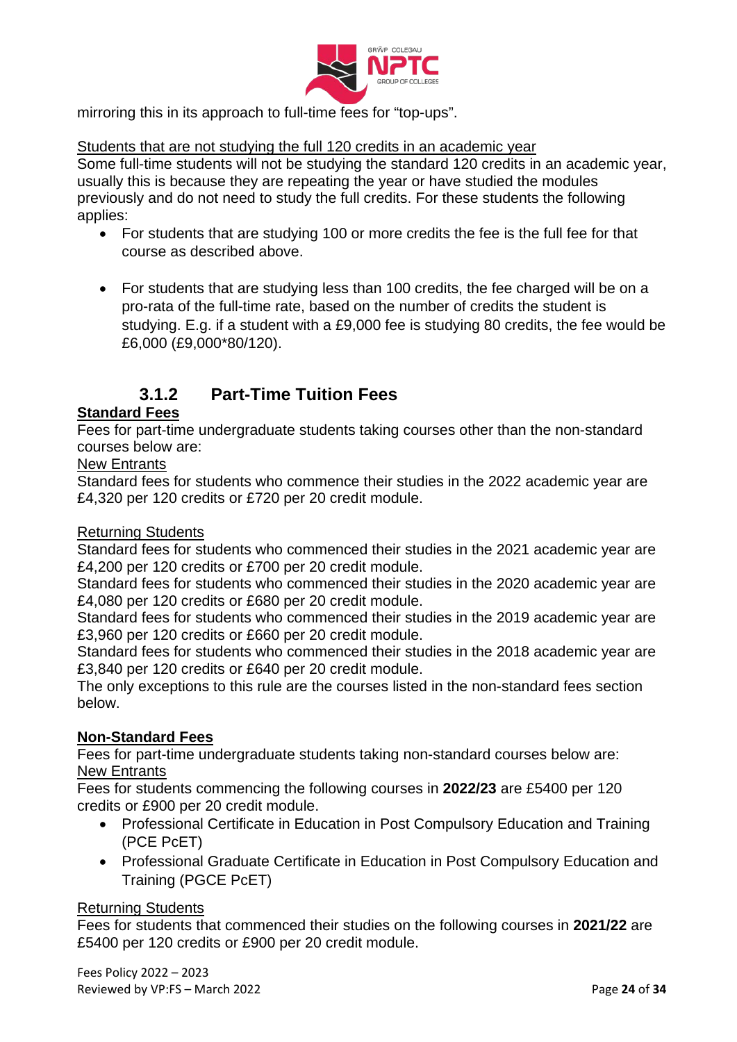mirroring this in its approach to full-time fees for “top-ups”.

Students that are not studying the full 120 credits in an academic year

Some full-time students will not be studying the standard 120 credits in an academic year, usually this is because they are repeating the year or have studied the modules previously and do not need to study the full credits. For these students the following applies:

- For students that are studying 100 or more credits the fee is the full fee for that course as described above.
- For students that are studying less than 100 credits, the fee charged will be on a pro-rata of the full-time rate, based on the number of credits the student is studying. E.g. if a student with a £9,000 fee is studying 80 credits, the fee would be £6,000 (£9,000*80/120).

### 3.1.2 Part-Time Tuition Fees

**Standard Fees**

Fees for part-time undergraduate students taking courses other than the non-standard courses below are:

New Entrants

Standard fees for students who commence their studies in the 2022 academic year are £4,320 per 120 credits or £720 per 20 credit module.

Returning Students

Standard fees for students who commenced their studies in the 2021 academic year are £4,200 per 120 credits or £700 per 20 credit module.

Standard fees for students who commenced their studies in the 2020 academic year are £4,080 per 120 credits or £680 per 20 credit module.

Standard fees for students who commenced their studies in the 2019 academic year are £3,960 per 120 credits or £660 per 20 credit module.

Standard fees for students who commenced their studies in the 2018 academic year are £3,840 per 120 credits or £640 per 20 credit module.

The only exceptions to this rule are the courses listed in the non-standard fees section below.

**Non-Standard Fees**

Fees for part-time undergraduate students taking non-standard courses below are:

New Entrants

Fees for students commencing the following courses in **2022/23** are £5400 per 120 credits or £900 per 20 credit module.

- Professional Certificate in Education in Post Compulsory Education and Training (PCE PcET)
- Professional Graduate Certificate in Education in Post Compulsory Education and Training (PGCE PcET)

Returning Students

Fees for students that commenced their studies on the following courses in **2021/22** are £5400 per 120 credits or £900 per 20 credit module.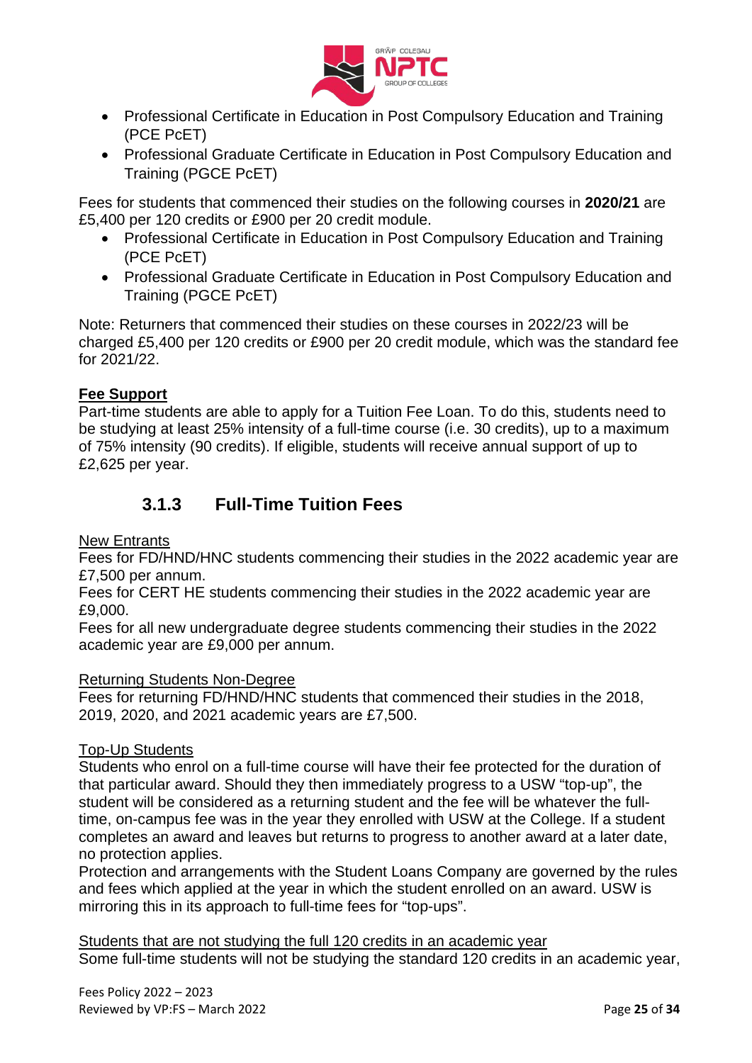- Professional Certificate in Education in Post Compulsory Education and Training (PCE PcET)
- Professional Graduate Certificate in Education in Post Compulsory Education and Training (PGCE PcET)

Fees for students that commenced their studies on the following courses in **2020/21** are £5,400 per 120 credits or £900 per 20 credit module.

- Professional Certificate in Education in Post Compulsory Education and Training (PCE PcET)
- Professional Graduate Certificate in Education in Post Compulsory Education and Training (PGCE PcET)

Note: Returners that commenced their studies on these courses in 2022/23 will be charged £5,400 per 120 credits or £900 per 20 credit module, which was the standard fee for 2021/22.

**Fee Support**

Part-time students are able to apply for a Tuition Fee Loan. To do this, students need to be studying at least 25% intensity of a full-time course (i.e. 30 credits), up to a maximum of 75% intensity (90 credits). If eligible, students will receive annual support of up to £2,625 per year.

### 3.1.3 Full-Time Tuition Fees

New Entrants

Fees for FD/HND/HNC students commencing their studies in the 2022 academic year are £7,500 per annum.

Fees for CERT HE students commencing their studies in the 2022 academic year are £9,000.

Fees for all new undergraduate degree students commencing their studies in the 2022 academic year are £9,000 per annum.

Returning Students Non-Degree

Fees for returning FD/HND/HNC students that commenced their studies in the 2018, 2019, 2020, and 2021 academic years are £7,500.

Top-Up Students

Students who enrol on a full-time course will have their fee protected for the duration of that particular award. Should they then immediately progress to a USW "top-up", the student will be considered as a returning student and the fee will be whatever the full-time, on-campus fee was in the year they enrolled with USW at the College. If a student completes an award and leaves but returns to progress to another award at a later date, no protection applies.

Protection and arrangements with the Student Loans Company are governed by the rules and fees which applied at the year in which the student enrolled on an award. USW is mirroring this in its approach to full-time fees for "top-ups".

Students that are not studying the full 120 credits in an academic year

Some full-time students will not be studying the standard 120 credits in an academic year,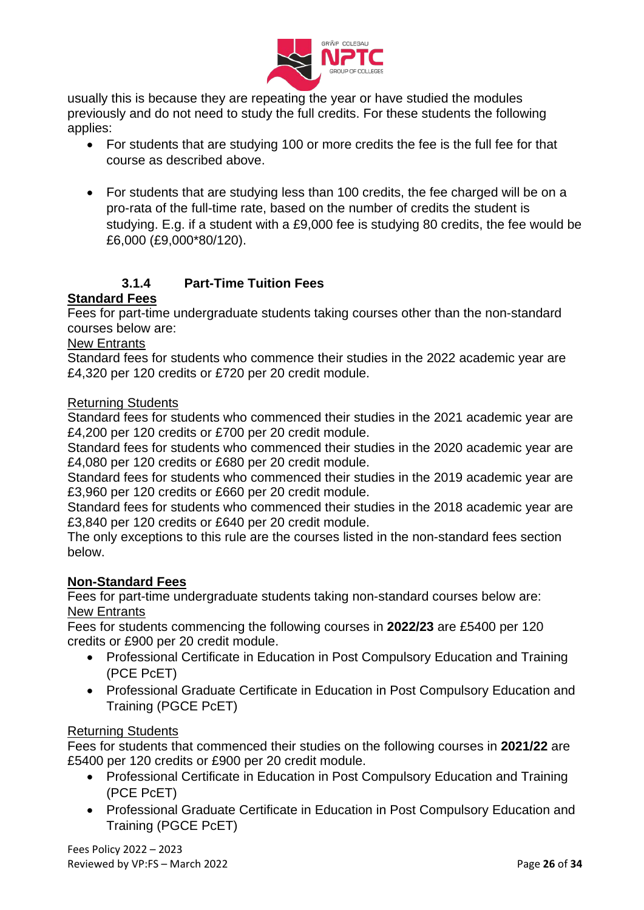usually this is because they are repeating the year or have studied the modules previously and do not need to study the full credits. For these students the following applies:

- For students that are studying 100 or more credits the fee is the full fee for that course as described above.
- For students that are studying less than 100 credits, the fee charged will be on a pro-rata of the full-time rate, based on the number of credits the student is studying. E.g. if a student with a £9,000 fee is studying 80 credits, the fee would be £6,000 (£9,000*80/120).

### 3.1.4 Part-Time Tuition Fees

**Standard Fees**

Fees for part-time undergraduate students taking courses other than the non-standard courses below are:

New Entrants

Standard fees for students who commence their studies in the 2022 academic year are £4,320 per 120 credits or £720 per 20 credit module.

Returning Students

Standard fees for students who commenced their studies in the 2021 academic year are £4,200 per 120 credits or £700 per 20 credit module.
Standard fees for students who commenced their studies in the 2020 academic year are £4,080 per 120 credits or £680 per 20 credit module.
Standard fees for students who commenced their studies in the 2019 academic year are £3,960 per 120 credits or £660 per 20 credit module.
Standard fees for students who commenced their studies in the 2018 academic year are £3,840 per 120 credits or £640 per 20 credit module.
The only exceptions to this rule are the courses listed in the non-standard fees section below.

**Non-Standard Fees**

Fees for part-time undergraduate students taking non-standard courses below are:

New Entrants

Fees for students commencing the following courses in **2022/23** are £5400 per 120 credits or £900 per 20 credit module.

- Professional Certificate in Education in Post Compulsory Education and Training (PCE PcET)
- Professional Graduate Certificate in Education in Post Compulsory Education and Training (PGCE PcET)

Returning Students

Fees for students that commenced their studies on the following courses in **2021/22** are £5400 per 120 credits or £900 per 20 credit module.

- Professional Certificate in Education in Post Compulsory Education and Training (PCE PcET)
- Professional Graduate Certificate in Education in Post Compulsory Education and Training (PGCE PcET)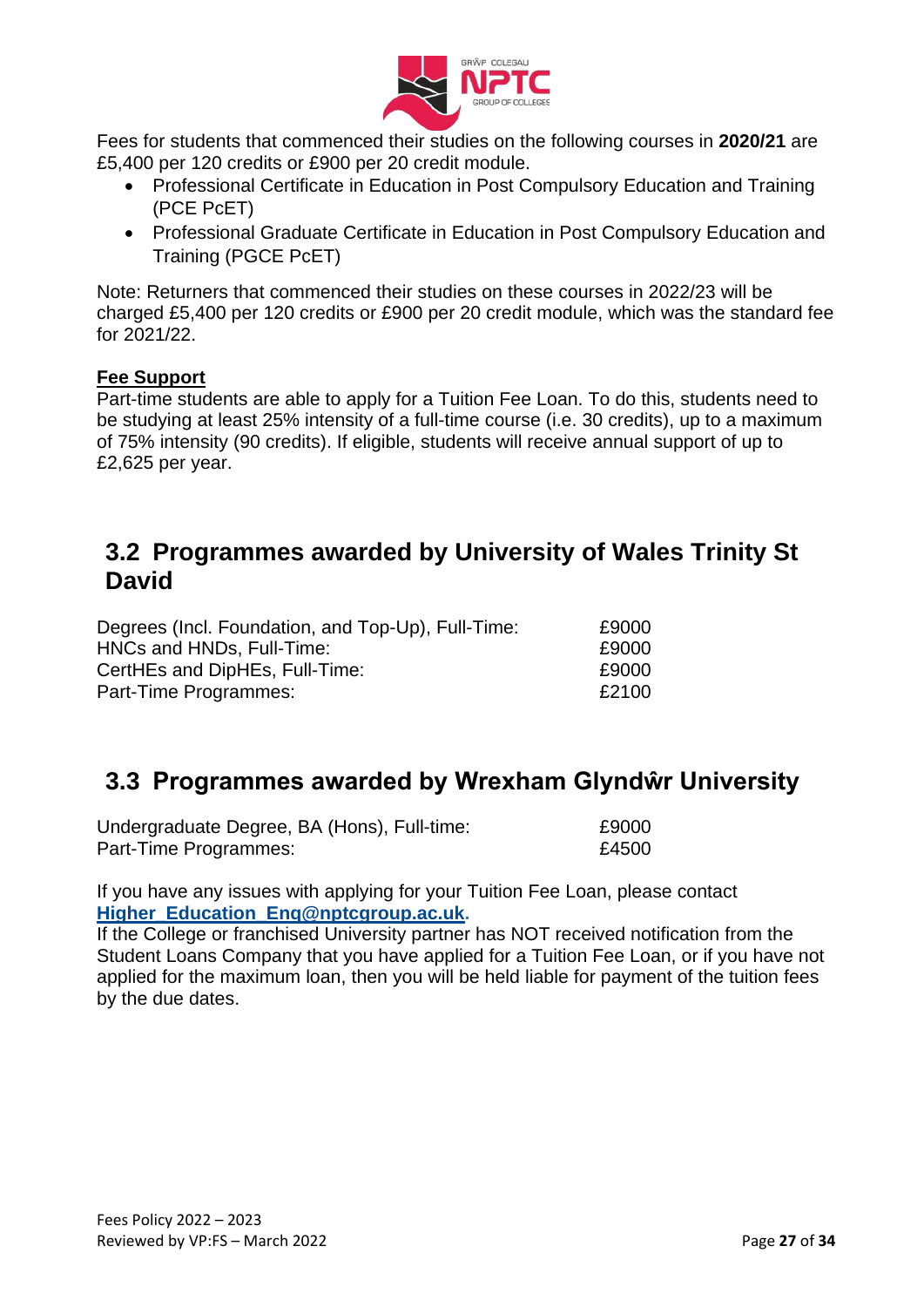Fees for students that commenced their studies on the following courses in **2020/21** are £5,400 per 120 credits or £900 per 20 credit module.

- Professional Certificate in Education in Post Compulsory Education and Training (PCE PcET)
- Professional Graduate Certificate in Education in Post Compulsory Education and Training (PGCE PcET)

Note: Returners that commenced their studies on these courses in 2022/23 will be charged £5,400 per 120 credits or £900 per 20 credit module, which was the standard fee for 2021/22.

**Fee Support**

Part-time students are able to apply for a Tuition Fee Loan. To do this, students need to be studying at least 25% intensity of a full-time course (i.e. 30 credits), up to a maximum of 75% intensity (90 credits). If eligible, students will receive annual support of up to £2,625 per year.

## 3.2 Programmes awarded by University of Wales Trinity St David

| | |
|---|---|
| Degrees (Incl. Foundation, and Top-Up), Full-Time: | £9000 |
| HNCs and HNDs, Full-Time: | £9000 |
| CertHEs and DipHEs, Full-Time: | £9000 |
| Part-Time Programmes: | £2100 |

## 3.3 Programmes awarded by Wrexham Glyndŵr University

| | |
|---|---|
| Undergraduate Degree, BA (Hons), Full-time: | £9000 |
| Part-Time Programmes: | £4500 |

If you have any issues with applying for your Tuition Fee Loan, please contact **Higher_Education_Enq@nptcgroup.ac.uk**.

If the College or franchised University partner has NOT received notification from the Student Loans Company that you have applied for a Tuition Fee Loan, or if you have not applied for the maximum loan, then you will be held liable for payment of the tuition fees by the due dates.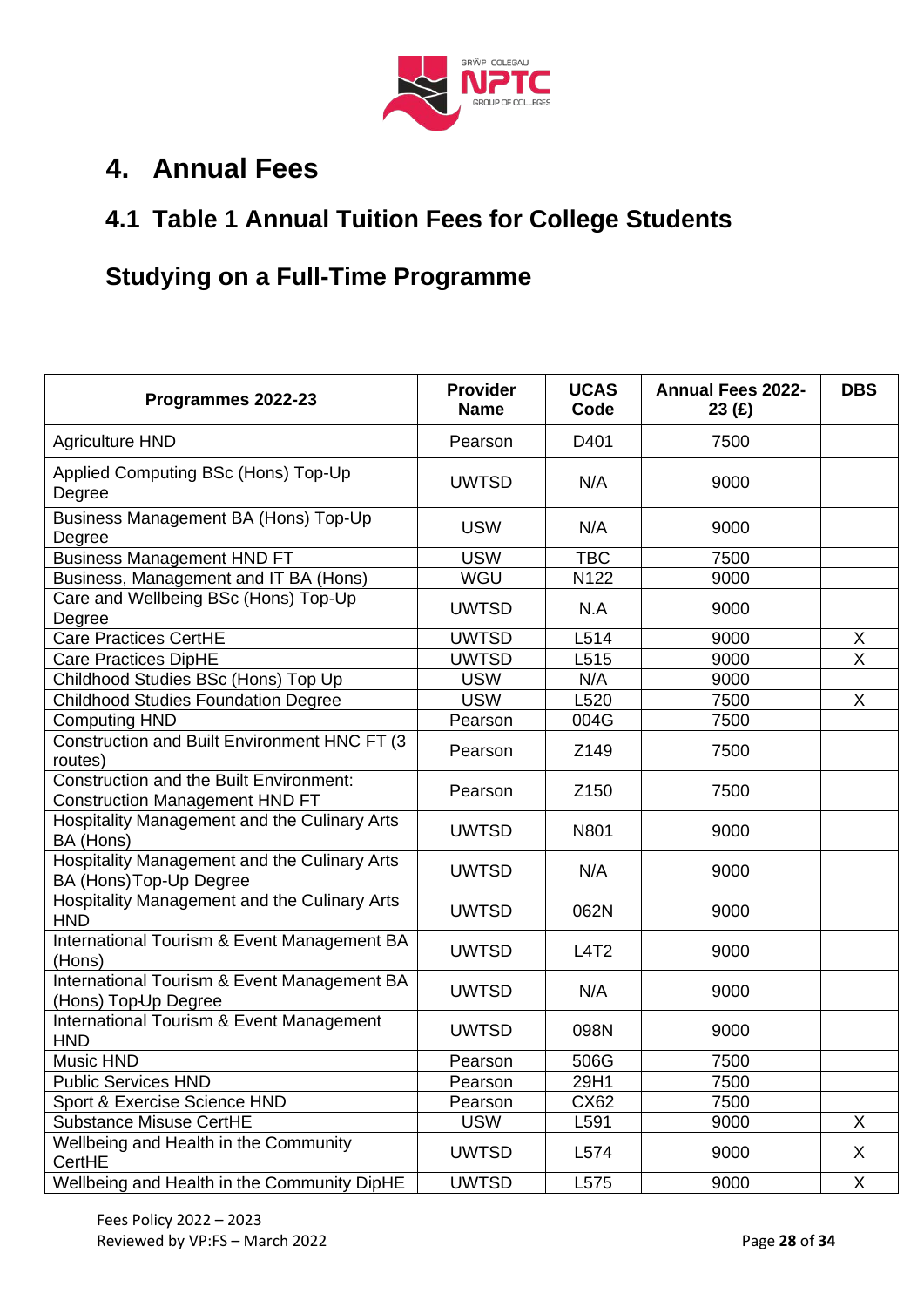# 4. Annual Fees

## 4.1 Table 1 Annual Tuition Fees for College Students

## Studying on a Full-Time Programme

| Programmes 2022-23 | Provider Name | UCAS Code | Annual Fees 2022-23 (£) | DBS |
|---|---|---|---|---|
| Agriculture HND | Pearson | D401 | 7500 | |
| Applied Computing BSc (Hons) Top-Up Degree | UWTSD | N/A | 9000 | |
| Business Management BA (Hons) Top-Up Degree | USW | N/A | 9000 | |
| Business Management HND FT | USW | TBC | 7500 | |
| Business, Management and IT BA (Hons) | WGU | N122 | 9000 | |
| Care and Wellbeing BSc (Hons) Top-Up Degree | UWTSD | N.A | 9000 | |
| Care Practices CertHE | UWTSD | L514 | 9000 | X |
| Care Practices DipHE | UWTSD | L515 | 9000 | X |
| Childhood Studies BSc (Hons) Top Up | USW | N/A | 9000 | |
| Childhood Studies Foundation Degree | USW | L520 | 7500 | X |
| Computing HND | Pearson | 004G | 7500 | |
| Construction and Built Environment HNC FT (3 routes) | Pearson | Z149 | 7500 | |
| Construction and the Built Environment: Construction Management HND FT | Pearson | Z150 | 7500 | |
| Hospitality Management and the Culinary Arts BA (Hons) | UWTSD | N801 | 9000 | |
| Hospitality Management and the Culinary Arts BA (Hons) Top-Up Degree | UWTSD | N/A | 9000 | |
| Hospitality Management and the Culinary Arts HND | UWTSD | 062N | 9000 | |
| International Tourism & Event Management BA (Hons) | UWTSD | L4T2 | 9000 | |
| International Tourism & Event Management BA (Hons) Top-Up Degree | UWTSD | N/A | 9000 | |
| International Tourism & Event Management HND | UWTSD | 098N | 9000 | |
| Music HND | Pearson | 506G | 7500 | |
| Public Services HND | Pearson | 29H1 | 7500 | |
| Sport & Exercise Science HND | Pearson | CX62 | 7500 | |
| Substance Misuse CertHE | USW | L591 | 9000 | X |
| Wellbeing and Health in the Community CertHE | UWTSD | L574 | 9000 | X |
| Wellbeing and Health in the Community DipHE | UWTSD | L575 | 9000 | X |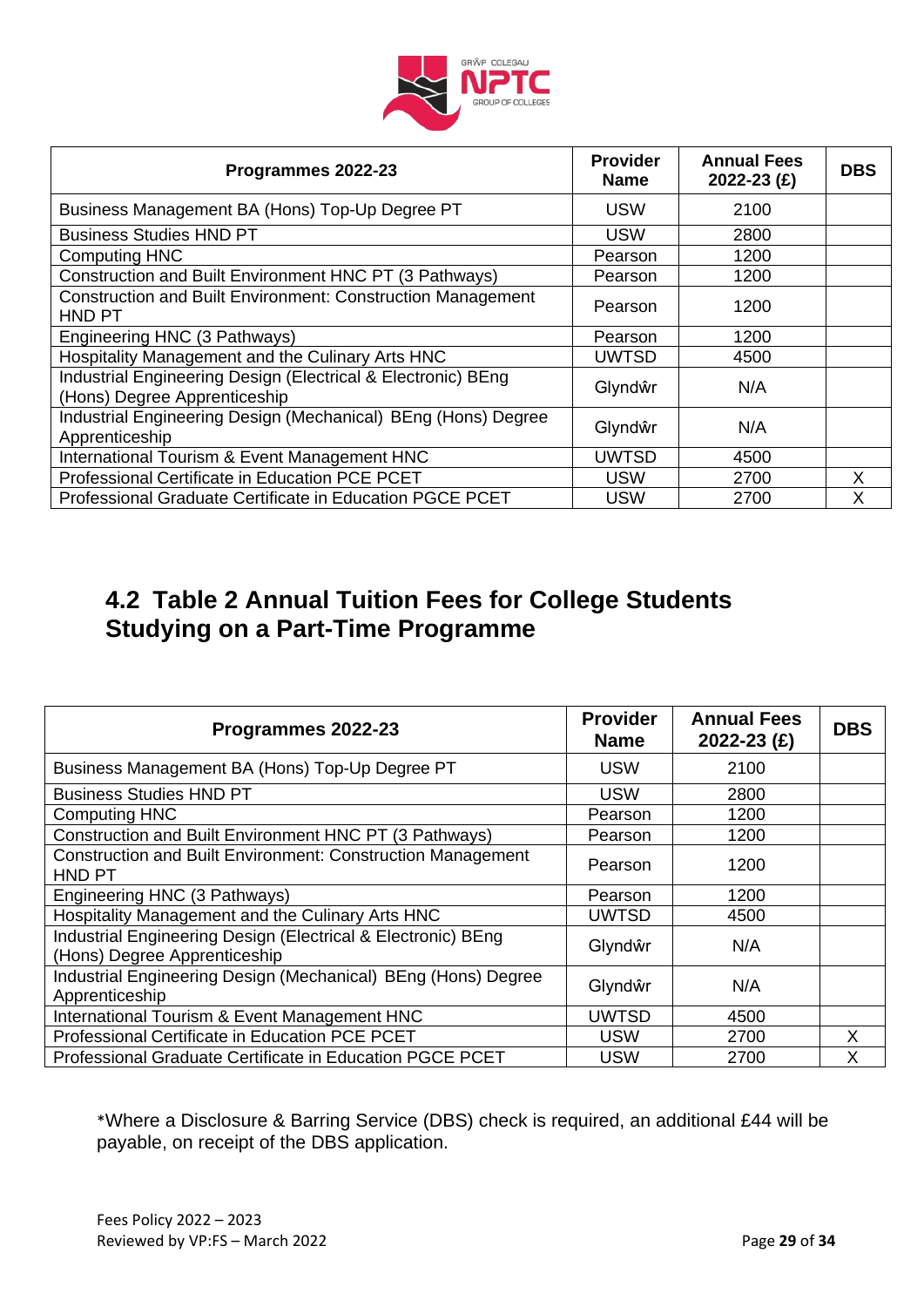| Programmes 2022-23 | Provider Name | Annual Fees 2022-23 (£) | DBS |
|---|---|---|---|
| Business Management BA (Hons) Top-Up Degree PT | USW | 2100 | |
| Business Studies HND PT | USW | 2800 | |
| Computing HNC | Pearson | 1200 | |
| Construction and Built Environment HNC PT (3 Pathways) | Pearson | 1200 | |
| Construction and Built Environment: Construction Management HND PT | Pearson | 1200 | |
| Engineering HNC (3 Pathways) | Pearson | 1200 | |
| Hospitality Management and the Culinary Arts HNC | UWTSD | 4500 | |
| Industrial Engineering Design (Electrical & Electronic) BEng (Hons) Degree Apprenticeship | Glyndŵr | N/A | |
| Industrial Engineering Design (Mechanical) BEng (Hons) Degree Apprenticeship | Glyndŵr | N/A | |
| International Tourism & Event Management HNC | UWTSD | 4500 | |
| Professional Certificate in Education PCE PCET | USW | 2700 | X |
| Professional Graduate Certificate in Education PGCE PCET | USW | 2700 | X |

## 4.2 Table 2 Annual Tuition Fees for College Students Studying on a Part-Time Programme

| Programmes 2022-23 | Provider Name | Annual Fees 2022-23 (£) | DBS |
|---|---|---|---|
| Business Management BA (Hons) Top-Up Degree PT | USW | 2100 | |
| Business Studies HND PT | USW | 2800 | |
| Computing HNC | Pearson | 1200 | |
| Construction and Built Environment HNC PT (3 Pathways) | Pearson | 1200 | |
| Construction and Built Environment: Construction Management HND PT | Pearson | 1200 | |
| Engineering HNC (3 Pathways) | Pearson | 1200 | |
| Hospitality Management and the Culinary Arts HNC | UWTSD | 4500 | |
| Industrial Engineering Design (Electrical & Electronic) BEng (Hons) Degree Apprenticeship | Glyndŵr | N/A | |
| Industrial Engineering Design (Mechanical) BEng (Hons) Degree Apprenticeship | Glyndŵr | N/A | |
| International Tourism & Event Management HNC | UWTSD | 4500 | |
| Professional Certificate in Education PCE PCET | USW | 2700 | X |
| Professional Graduate Certificate in Education PGCE PCET | USW | 2700 | X |

*Where a Disclosure & Barring Service (DBS) check is required, an additional £44 will be payable, on receipt of the DBS application.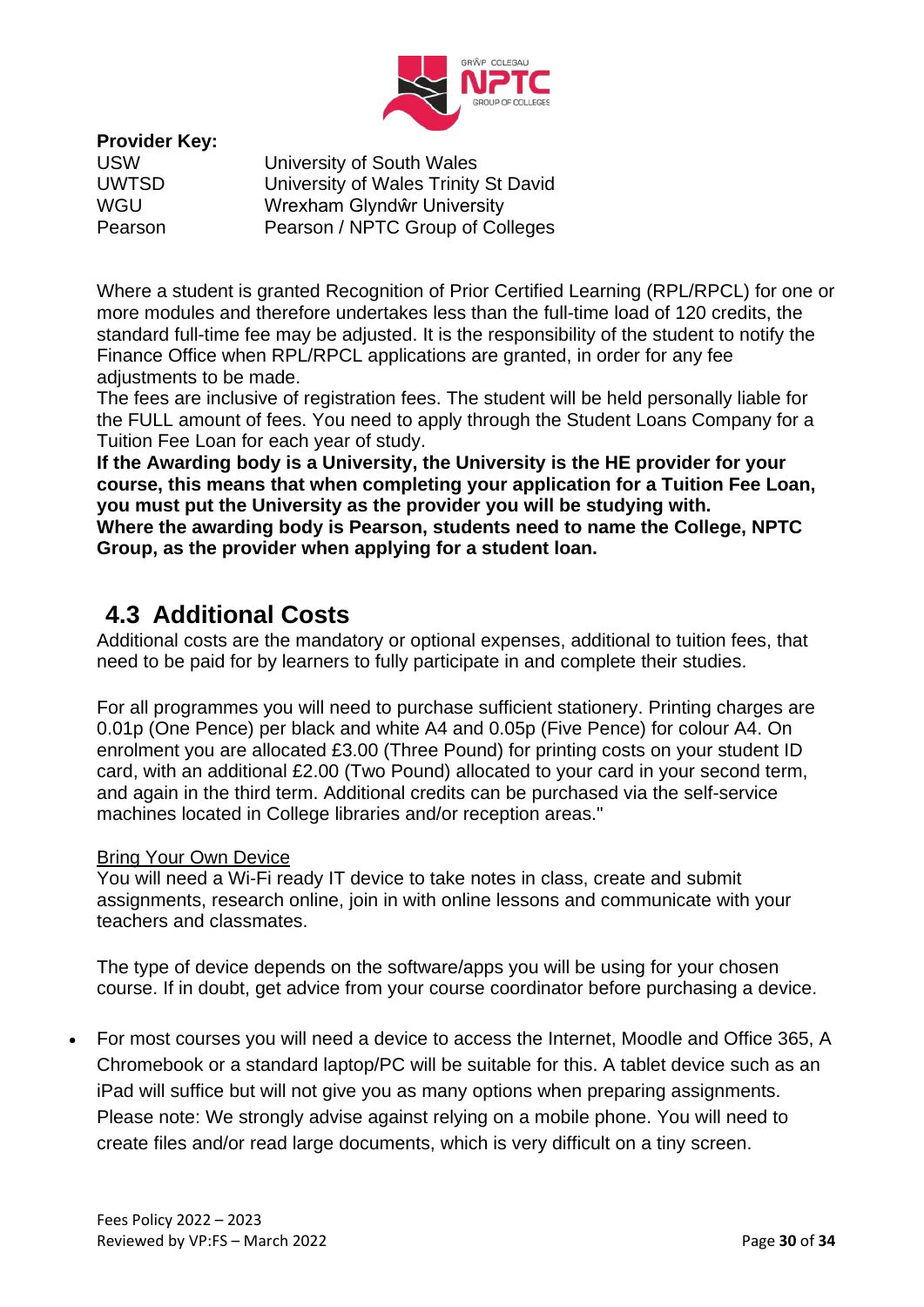**Provider Key:**

| | |
|---|---|
| USW | University of South Wales |
| UWTSD | University of Wales Trinity St David |
| WGU | Wrexham Glyndŵr University |
| Pearson | Pearson / NPTC Group of Colleges |

Where a student is granted Recognition of Prior Certified Learning (RPL/RPCL) for one or more modules and therefore undertakes less than the full-time load of 120 credits, the standard full-time fee may be adjusted. It is the responsibility of the student to notify the Finance Office when RPL/RPCL applications are granted, in order for any fee adjustments to be made.

The fees are inclusive of registration fees. The student will be held personally liable for the FULL amount of fees. You need to apply through the Student Loans Company for a Tuition Fee Loan for each year of study.

**If the Awarding body is a University, the University is the HE provider for your course, this means that when completing your application for a Tuition Fee Loan, you must put the University as the provider you will be studying with.**

**Where the awarding body is Pearson, students need to name the College, NPTC Group, as the provider when applying for a student loan.**

## 4.3 Additional Costs

Additional costs are the mandatory or optional expenses, additional to tuition fees, that need to be paid for by learners to fully participate in and complete their studies.

For all programmes you will need to purchase sufficient stationery. Printing charges are 0.01p (One Pence) per black and white A4 and 0.05p (Five Pence) for colour A4. On enrolment you are allocated £3.00 (Three Pound) for printing costs on your student ID card, with an additional £2.00 (Two Pound) allocated to your card in your second term, and again in the third term. Additional credits can be purchased via the self-service machines located in College libraries and/or reception areas."

Bring Your Own Device

You will need a Wi-Fi ready IT device to take notes in class, create and submit assignments, research online, join in with online lessons and communicate with your teachers and classmates.

The type of device depends on the software/apps you will be using for your chosen course. If in doubt, get advice from your course coordinator before purchasing a device.

- For most courses you will need a device to access the Internet, Moodle and Office 365, A Chromebook or a standard laptop/PC will be suitable for this. A tablet device such as an iPad will suffice but will not give you as many options when preparing assignments. Please note: We strongly advise against relying on a mobile phone. You will need to create files and/or read large documents, which is very difficult on a tiny screen.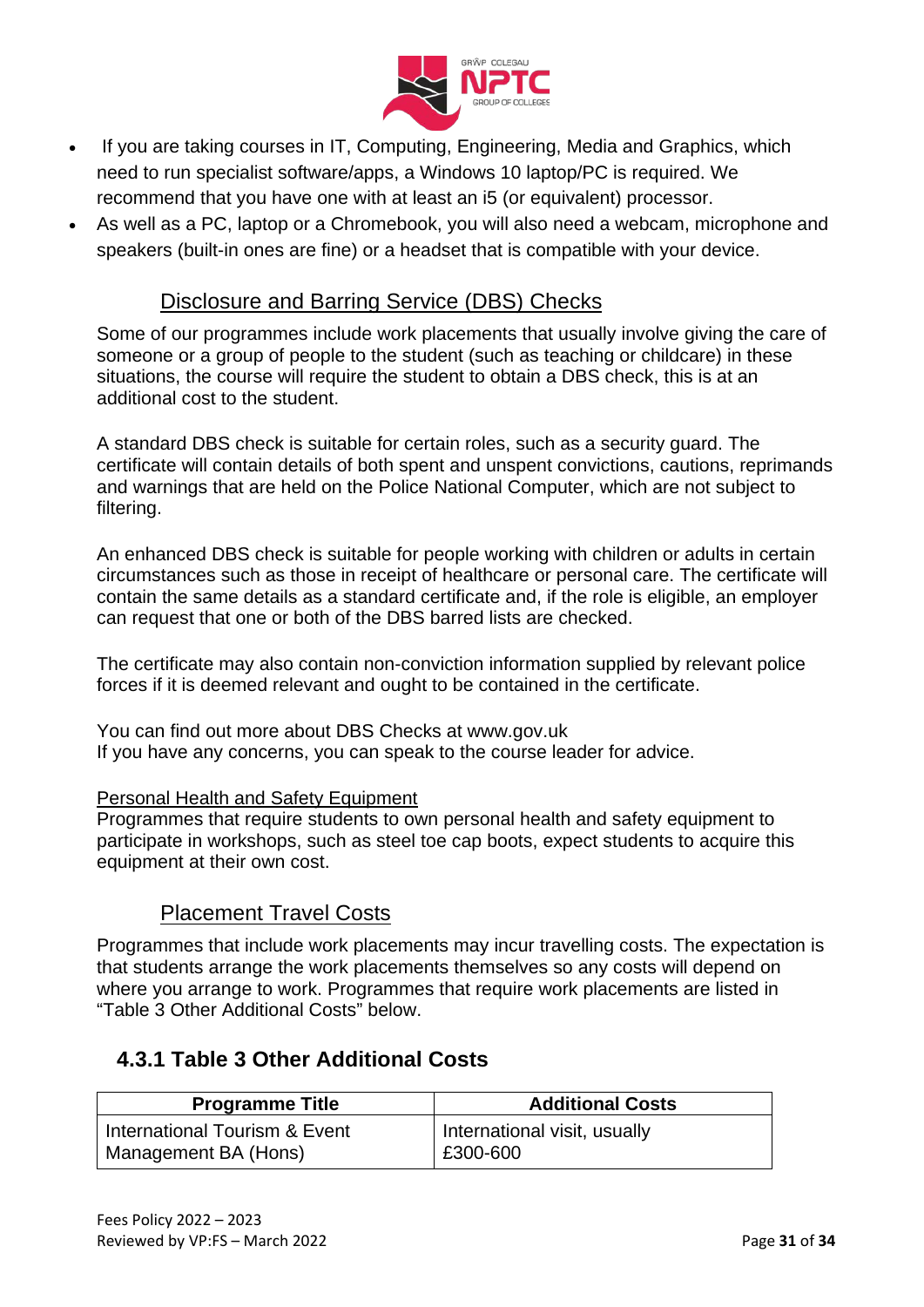- If you are taking courses in IT, Computing, Engineering, Media and Graphics, which need to run specialist software/apps, a Windows 10 laptop/PC is required. We recommend that you have one with at least an i5 (or equivalent) processor.
- As well as a PC, laptop or a Chromebook, you will also need a webcam, microphone and speakers (built-in ones are fine) or a headset that is compatible with your device.

### Disclosure and Barring Service (DBS) Checks

Some of our programmes include work placements that usually involve giving the care of someone or a group of people to the student (such as teaching or childcare) in these situations, the course will require the student to obtain a DBS check, this is at an additional cost to the student.

A standard DBS check is suitable for certain roles, such as a security guard. The certificate will contain details of both spent and unspent convictions, cautions, reprimands and warnings that are held on the Police National Computer, which are not subject to filtering.

An enhanced DBS check is suitable for people working with children or adults in certain circumstances such as those in receipt of healthcare or personal care. The certificate will contain the same details as a standard certificate and, if the role is eligible, an employer can request that one or both of the DBS barred lists are checked.

The certificate may also contain non-conviction information supplied by relevant police forces if it is deemed relevant and ought to be contained in the certificate.

You can find out more about DBS Checks at www.gov.uk
If you have any concerns, you can speak to the course leader for advice.

#### Personal Health and Safety Equipment

Programmes that require students to own personal health and safety equipment to participate in workshops, such as steel toe cap boots, expect students to acquire this equipment at their own cost.

### Placement Travel Costs

Programmes that include work placements may incur travelling costs. The expectation is that students arrange the work placements themselves so any costs will depend on where you arrange to work. Programmes that require work placements are listed in “Table 3 Other Additional Costs” below.

## 4.3.1 Table 3 Other Additional Costs

| Programme Title | Additional Costs |
| --- | --- |
| International Tourism & Event Management BA (Hons) | International visit, usually £300-600 |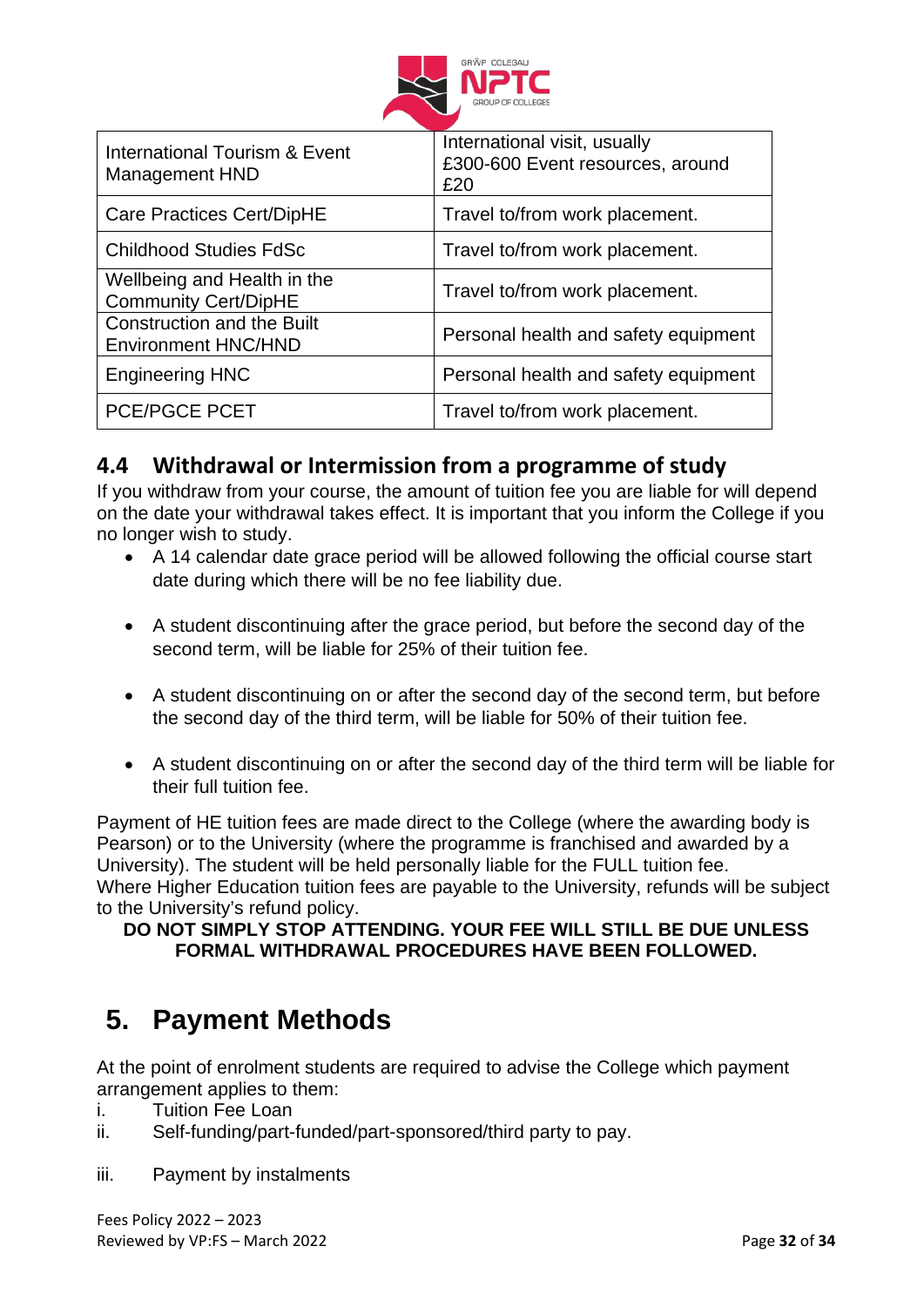| International Tourism & Event Management HND | International visit, usually £300-600 Event resources, around £20 |
|---|---|
| Care Practices Cert/DipHE | Travel to/from work placement. |
| Childhood Studies FdSc | Travel to/from work placement. |
| Wellbeing and Health in the Community Cert/DipHE | Travel to/from work placement. |
| Construction and the Built Environment HNC/HND | Personal health and safety equipment |
| Engineering HNC | Personal health and safety equipment |
| PCE/PGCE PCET | Travel to/from work placement. |

### 4.4 Withdrawal or Intermission from a programme of study

If you withdraw from your course, the amount of tuition fee you are liable for will depend on the date your withdrawal takes effect. It is important that you inform the College if you no longer wish to study.

- A 14 calendar date grace period will be allowed following the official course start date during which there will be no fee liability due.
- A student discontinuing after the grace period, but before the second day of the second term, will be liable for 25% of their tuition fee.
- A student discontinuing on or after the second day of the second term, but before the second day of the third term, will be liable for 50% of their tuition fee.
- A student discontinuing on or after the second day of the third term will be liable for their full tuition fee.

Payment of HE tuition fees are made direct to the College (where the awarding body is Pearson) or to the University (where the programme is franchised and awarded by a University). The student will be held personally liable for the FULL tuition fee.
Where Higher Education tuition fees are payable to the University, refunds will be subject to the University's refund policy.

**DO NOT SIMPLY STOP ATTENDING. YOUR FEE WILL STILL BE DUE UNLESS FORMAL WITHDRAWAL PROCEDURES HAVE BEEN FOLLOWED.**

## 5. Payment Methods

At the point of enrolment students are required to advise the College which payment arrangement applies to them:

i. Tuition Fee Loan
ii. Self-funding/part-funded/part-sponsored/third party to pay.
iii. Payment by instalments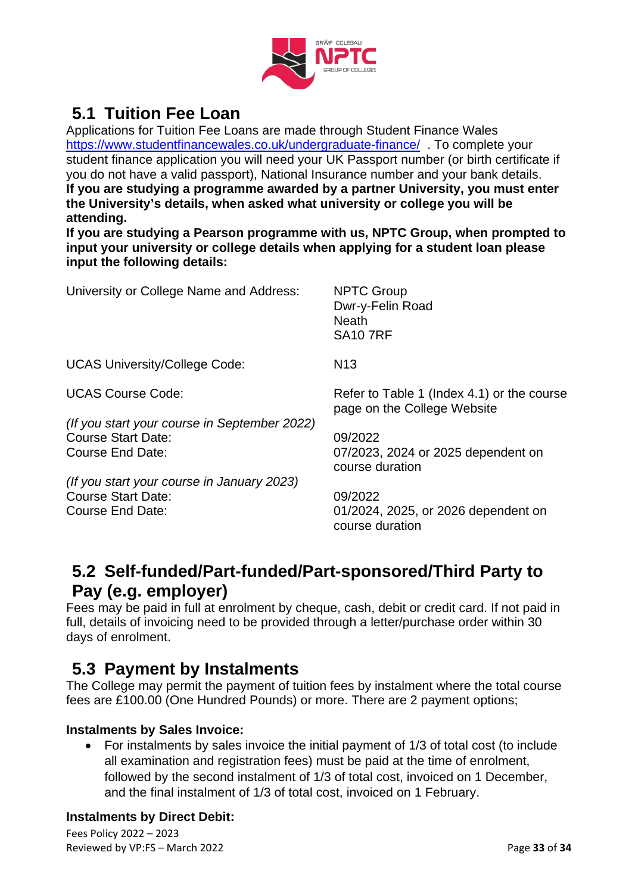## 5.1 Tuition Fee Loan

Applications for Tuition Fee Loans are made through Student Finance Wales https://www.studentfinancewales.co.uk/undergraduate-finance/ . To complete your student finance application you will need your UK Passport number (or birth certificate if you do not have a valid passport), National Insurance number and your bank details.

**If you are studying a programme awarded by a partner University, you must enter the University's details, when asked what university or college you will be attending.**

**If you are studying a Pearson programme with us, NPTC Group, when prompted to input your university or college details when applying for a student loan please input the following details:**

| | |
|---|---|
| University or College Name and Address: | NPTC Group<br>Dwr-y-Felin Road<br>Neath<br>SA10 7RF |
| UCAS University/College Code: | N13 |
| UCAS Course Code: | Refer to Table 1 (Index 4.1) or the course page on the College Website |
| *(If you start your course in September 2022)* | |
| Course Start Date: | 09/2022 |
| Course End Date: | 07/2023, 2024 or 2025 dependent on course duration |
| *(If you start your course in January 2023)* | |
| Course Start Date: | 09/2022 |
| Course End Date: | 01/2024, 2025, or 2026 dependent on course duration |

## 5.2 Self-funded/Part-funded/Part-sponsored/Third Party to Pay (e.g. employer)

Fees may be paid in full at enrolment by cheque, cash, debit or credit card. If not paid in full, details of invoicing need to be provided through a letter/purchase order within 30 days of enrolment.

## 5.3 Payment by Instalments

The College may permit the payment of tuition fees by instalment where the total course fees are £100.00 (One Hundred Pounds) or more. There are 2 payment options;

**Instalments by Sales Invoice:**

- For instalments by sales invoice the initial payment of 1/3 of total cost (to include all examination and registration fees) must be paid at the time of enrolment, followed by the second instalment of 1/3 of total cost, invoiced on 1 December, and the final instalment of 1/3 of total cost, invoiced on 1 February.

**Instalments by Direct Debit:**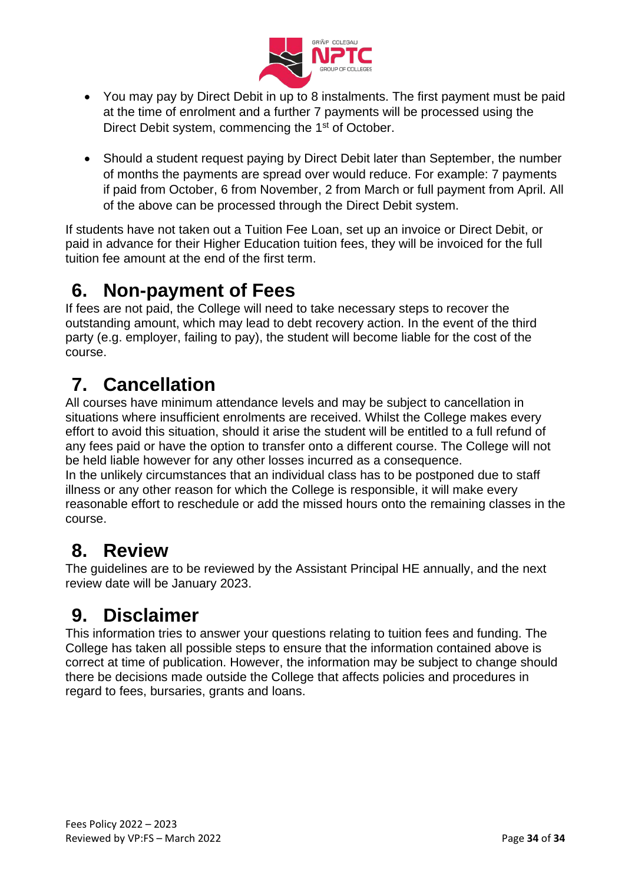- You may pay by Direct Debit in up to 8 instalments. The first payment must be paid at the time of enrolment and a further 7 payments will be processed using the Direct Debit system, commencing the 1st of October.

- Should a student request paying by Direct Debit later than September, the number of months the payments are spread over would reduce. For example: 7 payments if paid from October, 6 from November, 2 from March or full payment from April. All of the above can be processed through the Direct Debit system.

If students have not taken out a Tuition Fee Loan, set up an invoice or Direct Debit, or paid in advance for their Higher Education tuition fees, they will be invoiced for the full tuition fee amount at the end of the first term.

## 6. Non-payment of Fees

If fees are not paid, the College will need to take necessary steps to recover the outstanding amount, which may lead to debt recovery action. In the event of the third party (e.g. employer, failing to pay), the student will become liable for the cost of the course.

## 7. Cancellation

All courses have minimum attendance levels and may be subject to cancellation in situations where insufficient enrolments are received. Whilst the College makes every effort to avoid this situation, should it arise the student will be entitled to a full refund of any fees paid or have the option to transfer onto a different course. The College will not be held liable however for any other losses incurred as a consequence.
In the unlikely circumstances that an individual class has to be postponed due to staff illness or any other reason for which the College is responsible, it will make every reasonable effort to reschedule or add the missed hours onto the remaining classes in the course.

## 8. Review

The guidelines are to be reviewed by the Assistant Principal HE annually, and the next review date will be January 2023.

## 9. Disclaimer

This information tries to answer your questions relating to tuition fees and funding. The College has taken all possible steps to ensure that the information contained above is correct at time of publication. However, the information may be subject to change should there be decisions made outside the College that affects policies and procedures in regard to fees, bursaries, grants and loans.